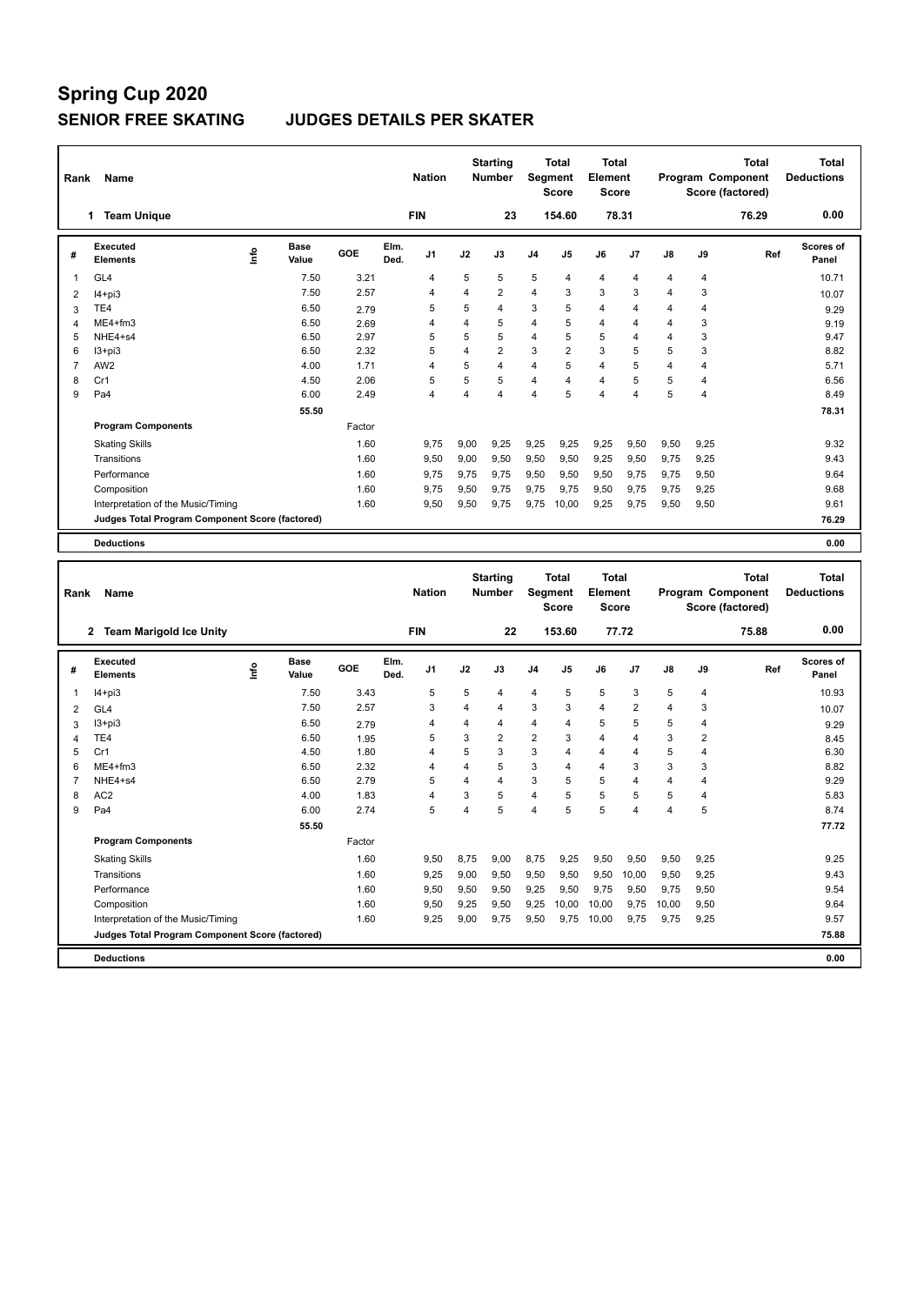# Spring Cup 2020

## SENIOR FREE SKATING JUDGES DETAILS PER SKATER

| Rank | Name | Nation | Starting Number | Total Segment Score | Total Element Score | Total Program Component Score (factored) | Total Deductions |
|---|---|---|---|---|---|---|---|
| 1 | Team Unique | FIN | 23 | 154.60 | 78.31 | 76.29 | 0.00 |

| # | Executed Elements | Info | Base Value | GOE | Elm. Ded. | J1 | J2 | J3 | J4 | J5 | J6 | J7 | J8 | J9 | Ref | Scores of Panel |
|---|---|---|---|---|---|---|---|---|---|---|---|---|---|---|---|---|
| 1 | GL4 | | 7.50 | 3.21 | | 4 | 5 | 5 | 5 | 4 | 4 | 4 | 4 | 4 | | 10.71 |
| 2 | I4+pi3 | | 7.50 | 2.57 | | 4 | 4 | 2 | 4 | 3 | 3 | 3 | 4 | 3 | | 10.07 |
| 3 | TE4 | | 6.50 | 2.79 | | 5 | 5 | 4 | 3 | 5 | 4 | 4 | 4 | 4 | | 9.29 |
| 4 | ME4+fm3 | | 6.50 | 2.69 | | 4 | 4 | 5 | 4 | 5 | 4 | 4 | 4 | 3 | | 9.19 |
| 5 | NHE4+s4 | | 6.50 | 2.97 | | 5 | 5 | 5 | 4 | 5 | 5 | 4 | 4 | 3 | | 9.47 |
| 6 | I3+pi3 | | 6.50 | 2.32 | | 5 | 4 | 2 | 3 | 2 | 3 | 5 | 5 | 3 | | 8.82 |
| 7 | AW2 | | 4.00 | 1.71 | | 4 | 5 | 4 | 4 | 5 | 4 | 5 | 4 | 4 | | 5.71 |
| 8 | Cr1 | | 4.50 | 2.06 | | 5 | 5 | 5 | 4 | 4 | 4 | 5 | 5 | 4 | | 6.56 |
| 9 | Pa4 | | 6.00 | 2.49 | | 4 | 4 | 4 | 4 | 5 | 4 | 4 | 5 | 4 | | 8.49 |
| | | | 55.50 | | | | | | | | | | | | | 78.31 |
| | **Program Components** | | | Factor | | | | | | | | | | | | |
| | Skating Skills | | | 1.60 | | 9,75 | 9,00 | 9,25 | 9,25 | 9,25 | 9,25 | 9,50 | 9,50 | 9,25 | | 9.32 |
| | Transitions | | | 1.60 | | 9,50 | 9,00 | 9,50 | 9,50 | 9,50 | 9,25 | 9,50 | 9,75 | 9,25 | | 9.43 |
| | Performance | | | 1.60 | | 9,75 | 9,75 | 9,75 | 9,50 | 9,50 | 9,50 | 9,75 | 9,75 | 9,50 | | 9.64 |
| | Composition | | | 1.60 | | 9,75 | 9,50 | 9,75 | 9,75 | 9,75 | 9,50 | 9,75 | 9,75 | 9,25 | | 9.68 |
| | Interpretation of the Music/Timing | | | 1.60 | | 9,50 | 9,50 | 9,75 | 9,75 | 10,00 | 9,25 | 9,75 | 9,50 | 9,50 | | 9.61 |
| | **Judges Total Program Component Score (factored)** | | | | | | | | | | | | | | | 76.29 |
| | **Deductions** | | | | | | | | | | | | | | | 0.00 |

| Rank | Name | Nation | Starting Number | Total Segment Score | Total Element Score | Total Program Component Score (factored) | Total Deductions |
|---|---|---|---|---|---|---|---|
| 2 | Team Marigold Ice Unity | FIN | 22 | 153.60 | 77.72 | 75.88 | 0.00 |

| # | Executed Elements | Info | Base Value | GOE | Elm. Ded. | J1 | J2 | J3 | J4 | J5 | J6 | J7 | J8 | J9 | Ref | Scores of Panel |
|---|---|---|---|---|---|---|---|---|---|---|---|---|---|---|---|---|
| 1 | I4+pi3 | | 7.50 | 3.43 | | 5 | 5 | 4 | 4 | 5 | 5 | 3 | 5 | 4 | | 10.93 |
| 2 | GL4 | | 7.50 | 2.57 | | 3 | 4 | 4 | 3 | 3 | 4 | 2 | 4 | 3 | | 10.07 |
| 3 | I3+pi3 | | 6.50 | 2.79 | | 4 | 4 | 4 | 4 | 4 | 5 | 5 | 5 | 4 | | 9.29 |
| 4 | TE4 | | 6.50 | 1.95 | | 5 | 3 | 2 | 2 | 3 | 4 | 4 | 3 | 2 | | 8.45 |
| 5 | Cr1 | | 4.50 | 1.80 | | 4 | 5 | 3 | 3 | 4 | 4 | 4 | 5 | 4 | | 6.30 |
| 6 | ME4+fm3 | | 6.50 | 2.32 | | 4 | 4 | 5 | 3 | 4 | 4 | 3 | 3 | 3 | | 8.82 |
| 7 | NHE4+s4 | | 6.50 | 2.79 | | 5 | 4 | 4 | 3 | 5 | 5 | 4 | 4 | 4 | | 9.29 |
| 8 | AC2 | | 4.00 | 1.83 | | 4 | 3 | 5 | 4 | 5 | 5 | 5 | 5 | 4 | | 5.83 |
| 9 | Pa4 | | 6.00 | 2.74 | | 5 | 4 | 5 | 4 | 5 | 5 | 4 | 4 | 5 | | 8.74 |
| | | | 55.50 | | | | | | | | | | | | | 77.72 |
| | **Program Components** | | | Factor | | | | | | | | | | | | |
| | Skating Skills | | | 1.60 | | 9,50 | 8,75 | 9,00 | 8,75 | 9,25 | 9,50 | 9,50 | 9,50 | 9,25 | | 9.25 |
| | Transitions | | | 1.60 | | 9,25 | 9,00 | 9,50 | 9,50 | 9,50 | 9,50 | 10,00 | 9,50 | 9,25 | | 9.43 |
| | Performance | | | 1.60 | | 9,50 | 9,50 | 9,50 | 9,25 | 9,50 | 9,75 | 9,50 | 9,75 | 9,50 | | 9.54 |
| | Composition | | | 1.60 | | 9,50 | 9,25 | 9,50 | 9,25 | 10,00 | 10,00 | 9,75 | 10,00 | 9,50 | | 9.64 |
| | Interpretation of the Music/Timing | | | 1.60 | | 9,25 | 9,00 | 9,75 | 9,50 | 9,75 | 10,00 | 9,75 | 9,75 | 9,25 | | 9.57 |
| | **Judges Total Program Component Score (factored)** | | | | | | | | | | | | | | | 75.88 |
| | **Deductions** | | | | | | | | | | | | | | | 0.00 |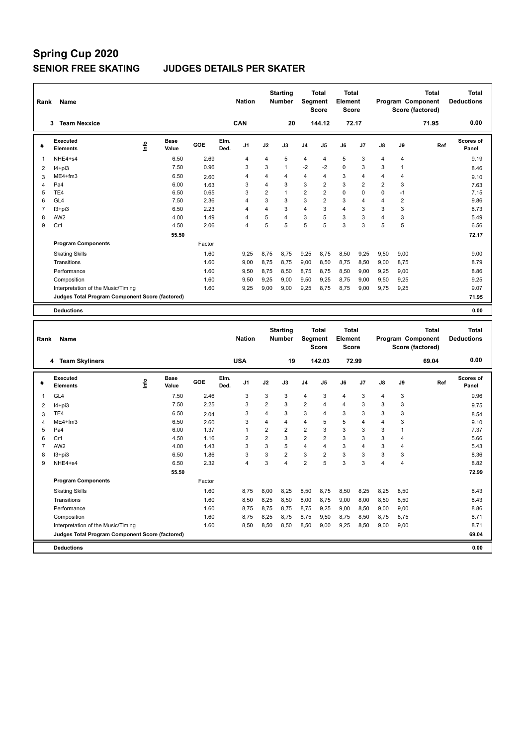# Spring Cup 2020

## SENIOR FREE SKATING JUDGES DETAILS PER SKATER

| Rank | Name | Nation | Starting Number | Total Segment Score | Total Element Score | Total Program Component Score (factored) | Total Deductions |
|---|---|---|---|---|---|---|---|
| 3 | Team Nexxice | CAN | 20 | 144.12 | 72.17 | 71.95 | 0.00 |

| # | Executed Elements | Info | Base Value | GOE | Elm. Ded. | J1 | J2 | J3 | J4 | J5 | J6 | J7 | J8 | J9 | Ref | Scores of Panel |
|---|---|---|---|---|---|---|---|---|---|---|---|---|---|---|---|---|
| 1 | NHE4+s4 | | 6.50 | 2.69 | | 4 | 4 | 5 | 4 | 4 | 5 | 3 | 4 | 4 | | 9.19 |
| 2 | I4+pi3 | | 7.50 | 0.96 | | 3 | 3 | 1 | -2 | -2 | 0 | 3 | 3 | 1 | | 8.46 |
| 3 | ME4+fm3 | | 6.50 | 2.60 | | 4 | 4 | 4 | 4 | 4 | 3 | 4 | 4 | 4 | | 9.10 |
| 4 | Pa4 | | 6.00 | 1.63 | | 3 | 4 | 3 | 3 | 2 | 3 | 2 | 2 | 3 | | 7.63 |
| 5 | TE4 | | 6.50 | 0.65 | | 3 | 2 | 1 | 2 | 2 | 0 | 0 | 0 | -1 | | 7.15 |
| 6 | GL4 | | 7.50 | 2.36 | | 4 | 3 | 3 | 3 | 2 | 3 | 4 | 4 | 2 | | 9.86 |
| 7 | I3+pi3 | | 6.50 | 2.23 | | 4 | 4 | 3 | 4 | 3 | 4 | 3 | 3 | 3 | | 8.73 |
| 8 | AW2 | | 4.00 | 1.49 | | 4 | 5 | 4 | 3 | 5 | 3 | 3 | 4 | 3 | | 5.49 |
| 9 | Cr1 | | 4.50 | 2.06 | | 4 | 5 | 5 | 5 | 5 | 3 | 3 | 5 | 5 | | 6.56 |
| | | | 55.50 | | | | | | | | | | | | | 72.17 |
| | **Program Components** | | | Factor | | | | | | | | | | | | |
| | Skating Skills | | | 1.60 | | 9,25 | 8,75 | 8,75 | 9,25 | 8,75 | 8,50 | 9,25 | 9,50 | 9,00 | | 9.00 |
| | Transitions | | | 1.60 | | 9,00 | 8,75 | 8,75 | 9,00 | 8,50 | 8,75 | 8,50 | 9,00 | 8,75 | | 8.79 |
| | Performance | | | 1.60 | | 9,50 | 8,75 | 8,50 | 8,75 | 8,75 | 8,50 | 9,00 | 9,25 | 9,00 | | 8.86 |
| | Composition | | | 1.60 | | 9,50 | 9,25 | 9,00 | 9,50 | 9,25 | 8,75 | 9,00 | 9,50 | 9,25 | | 9.25 |
| | Interpretation of the Music/Timing | | | 1.60 | | 9,25 | 9,00 | 9,00 | 9,25 | 8,75 | 8,75 | 9,00 | 9,75 | 9,25 | | 9.07 |
| | **Judges Total Program Component Score (factored)** | | | | | | | | | | | | | | | 71.95 |
| | **Deductions** | | | | | | | | | | | | | | | 0.00 |

| Rank | Name | Nation | Starting Number | Total Segment Score | Total Element Score | Total Program Component Score (factored) | Total Deductions |
|---|---|---|---|---|---|---|---|
| 4 | Team Skyliners | USA | 19 | 142.03 | 72.99 | 69.04 | 0.00 |

| # | Executed Elements | Info | Base Value | GOE | Elm. Ded. | J1 | J2 | J3 | J4 | J5 | J6 | J7 | J8 | J9 | Ref | Scores of Panel |
|---|---|---|---|---|---|---|---|---|---|---|---|---|---|---|---|---|
| 1 | GL4 | | 7.50 | 2.46 | | 3 | 3 | 3 | 4 | 3 | 4 | 3 | 4 | 3 | | 9.96 |
| 2 | I4+pi3 | | 7.50 | 2.25 | | 3 | 2 | 3 | 2 | 4 | 4 | 3 | 3 | 3 | | 9.75 |
| 3 | TE4 | | 6.50 | 2.04 | | 3 | 4 | 3 | 3 | 4 | 3 | 3 | 3 | 3 | | 8.54 |
| 4 | ME4+fm3 | | 6.50 | 2.60 | | 3 | 4 | 4 | 4 | 5 | 5 | 4 | 4 | 3 | | 9.10 |
| 5 | Pa4 | | 6.00 | 1.37 | | 1 | 2 | 2 | 2 | 3 | 3 | 3 | 3 | 1 | | 7.37 |
| 6 | Cr1 | | 4.50 | 1.16 | | 2 | 2 | 3 | 2 | 2 | 3 | 3 | 3 | 4 | | 5.66 |
| 7 | AW2 | | 4.00 | 1.43 | | 3 | 3 | 5 | 4 | 4 | 3 | 4 | 3 | 4 | | 5.43 |
| 8 | I3+pi3 | | 6.50 | 1.86 | | 3 | 3 | 2 | 3 | 2 | 3 | 3 | 3 | 3 | | 8.36 |
| 9 | NHE4+s4 | | 6.50 | 2.32 | | 4 | 3 | 4 | 2 | 5 | 3 | 3 | 4 | 4 | | 8.82 |
| | | | 55.50 | | | | | | | | | | | | | 72.99 |
| | **Program Components** | | | Factor | | | | | | | | | | | | |
| | Skating Skills | | | 1.60 | | 8,75 | 8,00 | 8,25 | 8,50 | 8,75 | 8,50 | 8,25 | 8,25 | 8,50 | | 8.43 |
| | Transitions | | | 1.60 | | 8,50 | 8,25 | 8,50 | 8,00 | 8,75 | 9,00 | 8,00 | 8,50 | 8,50 | | 8.43 |
| | Performance | | | 1.60 | | 8,75 | 8,75 | 8,75 | 8,75 | 9,25 | 9,00 | 8,50 | 9,00 | 9,00 | | 8.86 |
| | Composition | | | 1.60 | | 8,75 | 8,25 | 8,75 | 8,75 | 9,50 | 8,75 | 8,50 | 8,75 | 8,75 | | 8.71 |
| | Interpretation of the Music/Timing | | | 1.60 | | 8,50 | 8,50 | 8,50 | 8,50 | 9,00 | 9,25 | 8,50 | 9,00 | 9,00 | | 8.71 |
| | **Judges Total Program Component Score (factored)** | | | | | | | | | | | | | | | 69.04 |
| | **Deductions** | | | | | | | | | | | | | | | 0.00 |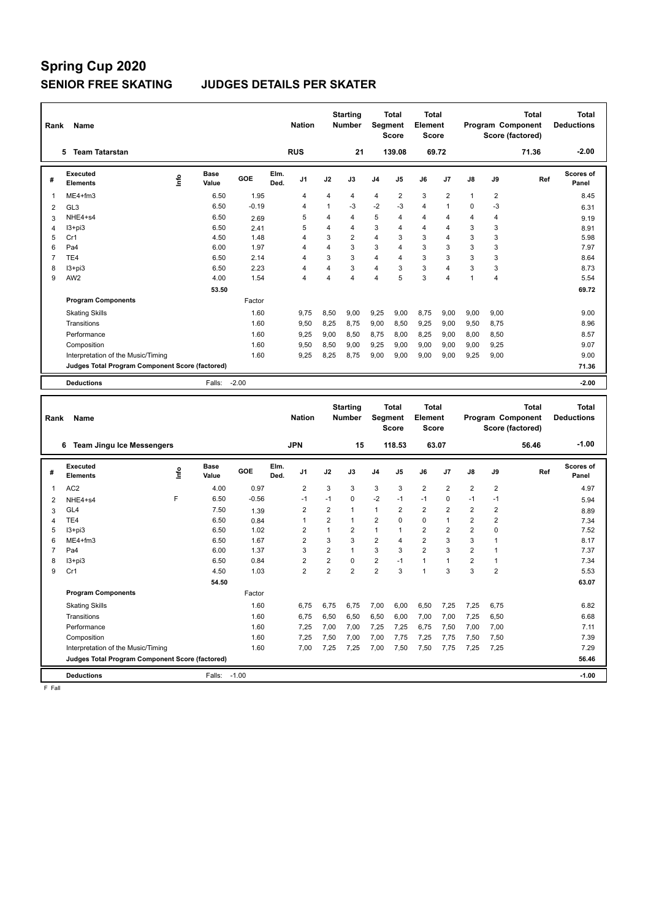# Spring Cup 2020

## SENIOR FREE SKATING JUDGES DETAILS PER SKATER

| Rank | Name | Nation | Starting Number | Total Segment Score | Total Element Score | Total Program Component Score (factored) | Total Deductions |
|---|---|---|---|---|---|---|---|
| 5 | Team Tatarstan | RUS | 21 | 139.08 | 69.72 | 71.36 | -2.00 |

| # | Executed Elements | Info | Base Value | GOE | Elm. Ded. | J1 | J2 | J3 | J4 | J5 | J6 | J7 | J8 | J9 | Ref | Scores of Panel |
|---|---|---|---|---|---|---|---|---|---|---|---|---|---|---|---|---|
| 1 | ME4+fm3 | | 6.50 | 1.95 | | 4 | 4 | 4 | 4 | 2 | 3 | 2 | 1 | 2 | | 8.45 |
| 2 | GL3 | | 6.50 | -0.19 | | 4 | 1 | -3 | -2 | -3 | 4 | 1 | 0 | -3 | | 6.31 |
| 3 | NHE4+s4 | | 6.50 | 2.69 | | 5 | 4 | 4 | 5 | 4 | 4 | 4 | 4 | 4 | | 9.19 |
| 4 | I3+pi3 | | 6.50 | 2.41 | | 5 | 4 | 4 | 3 | 4 | 4 | 4 | 3 | 3 | | 8.91 |
| 5 | Cr1 | | 4.50 | 1.48 | | 4 | 3 | 2 | 4 | 3 | 3 | 4 | 3 | 3 | | 5.98 |
| 6 | Pa4 | | 6.00 | 1.97 | | 4 | 4 | 3 | 3 | 4 | 3 | 3 | 3 | 3 | | 7.97 |
| 7 | TE4 | | 6.50 | 2.14 | | 4 | 3 | 3 | 4 | 4 | 3 | 3 | 3 | 3 | | 8.64 |
| 8 | I3+pi3 | | 6.50 | 2.23 | | 4 | 4 | 3 | 4 | 3 | 3 | 4 | 3 | 3 | | 8.73 |
| 9 | AW2 | | 4.00 | 1.54 | | 4 | 4 | 4 | 4 | 5 | 3 | 4 | 1 | 4 | | 5.54 |
| | | | 53.50 | | | | | | | | | | | | | 69.72 |

| Program Components | Factor | J1 | J2 | J3 | J4 | J5 | J6 | J7 | J8 | J9 | Scores of Panel |
|---|---|---|---|---|---|---|---|---|---|---|---|
| Skating Skills | 1.60 | 9,75 | 8,50 | 9,00 | 9,25 | 9,00 | 8,75 | 9,00 | 9,00 | 9,00 | 9.00 |
| Transitions | 1.60 | 9,50 | 8,25 | 8,75 | 9,00 | 8,50 | 9,25 | 9,00 | 9,50 | 8,75 | 8.96 |
| Performance | 1.60 | 9,25 | 9,00 | 8,50 | 8,75 | 8,00 | 8,25 | 9,00 | 8,00 | 8,50 | 8.57 |
| Composition | 1.60 | 9,50 | 8,50 | 9,00 | 9,25 | 9,00 | 9,00 | 9,00 | 9,00 | 9,25 | 9.07 |
| Interpretation of the Music/Timing | 1.60 | 9,25 | 8,25 | 8,75 | 9,00 | 9,00 | 9,00 | 9,00 | 9,25 | 9,00 | 9.00 |
| Judges Total Program Component Score (factored) | | | | | | | | | | | 71.36 |

**Deductions** Falls: -2.00 — **-2.00**

| Rank | Name | Nation | Starting Number | Total Segment Score | Total Element Score | Total Program Component Score (factored) | Total Deductions |
|---|---|---|---|---|---|---|---|
| 6 | Team Jingu Ice Messengers | JPN | 15 | 118.53 | 63.07 | 56.46 | -1.00 |

| # | Executed Elements | Info | Base Value | GOE | Elm. Ded. | J1 | J2 | J3 | J4 | J5 | J6 | J7 | J8 | J9 | Ref | Scores of Panel |
|---|---|---|---|---|---|---|---|---|---|---|---|---|---|---|---|---|
| 1 | AC2 | | 4.00 | 0.97 | | 2 | 3 | 3 | 3 | 3 | 2 | 2 | 2 | 2 | | 4.97 |
| 2 | NHE4+s4 | F | 6.50 | -0.56 | | -1 | -1 | 0 | -2 | -1 | -1 | 0 | -1 | -1 | | 5.94 |
| 3 | GL4 | | 7.50 | 1.39 | | 2 | 2 | 1 | 1 | 2 | 2 | 2 | 2 | 2 | | 8.89 |
| 4 | TE4 | | 6.50 | 0.84 | | 1 | 2 | 1 | 2 | 0 | 0 | 1 | 2 | 2 | | 7.34 |
| 5 | I3+pi3 | | 6.50 | 1.02 | | 2 | 1 | 2 | 1 | 1 | 2 | 2 | 2 | 0 | | 7.52 |
| 6 | ME4+fm3 | | 6.50 | 1.67 | | 2 | 3 | 3 | 2 | 4 | 2 | 3 | 3 | 1 | | 8.17 |
| 7 | Pa4 | | 6.00 | 1.37 | | 3 | 2 | 1 | 3 | 3 | 2 | 3 | 2 | 1 | | 7.37 |
| 8 | I3+pi3 | | 6.50 | 0.84 | | 2 | 2 | 0 | 2 | -1 | 1 | 1 | 2 | 1 | | 7.34 |
| 9 | Cr1 | | 4.50 | 1.03 | | 2 | 2 | 2 | 2 | 3 | 1 | 3 | 3 | 2 | | 5.53 |
| | | | 54.50 | | | | | | | | | | | | | 63.07 |

| Program Components | Factor | J1 | J2 | J3 | J4 | J5 | J6 | J7 | J8 | J9 | Scores of Panel |
|---|---|---|---|---|---|---|---|---|---|---|---|
| Skating Skills | 1.60 | 6,75 | 6,75 | 6,75 | 7,00 | 6,00 | 6,50 | 7,25 | 7,25 | 6,75 | 6.82 |
| Transitions | 1.60 | 6,75 | 6,50 | 6,50 | 6,50 | 6,00 | 7,00 | 7,00 | 7,25 | 6,50 | 6.68 |
| Performance | 1.60 | 7,25 | 7,00 | 7,00 | 7,25 | 7,25 | 6,75 | 7,50 | 7,00 | 7,00 | 7.11 |
| Composition | 1.60 | 7,25 | 7,50 | 7,00 | 7,00 | 7,75 | 7,25 | 7,75 | 7,50 | 7,50 | 7.39 |
| Interpretation of the Music/Timing | 1.60 | 7,00 | 7,25 | 7,25 | 7,00 | 7,50 | 7,50 | 7,75 | 7,25 | 7,25 | 7.29 |
| Judges Total Program Component Score (factored) | | | | | | | | | | | 56.46 |

**Deductions** Falls: -1.00 — **-1.00**

F Fall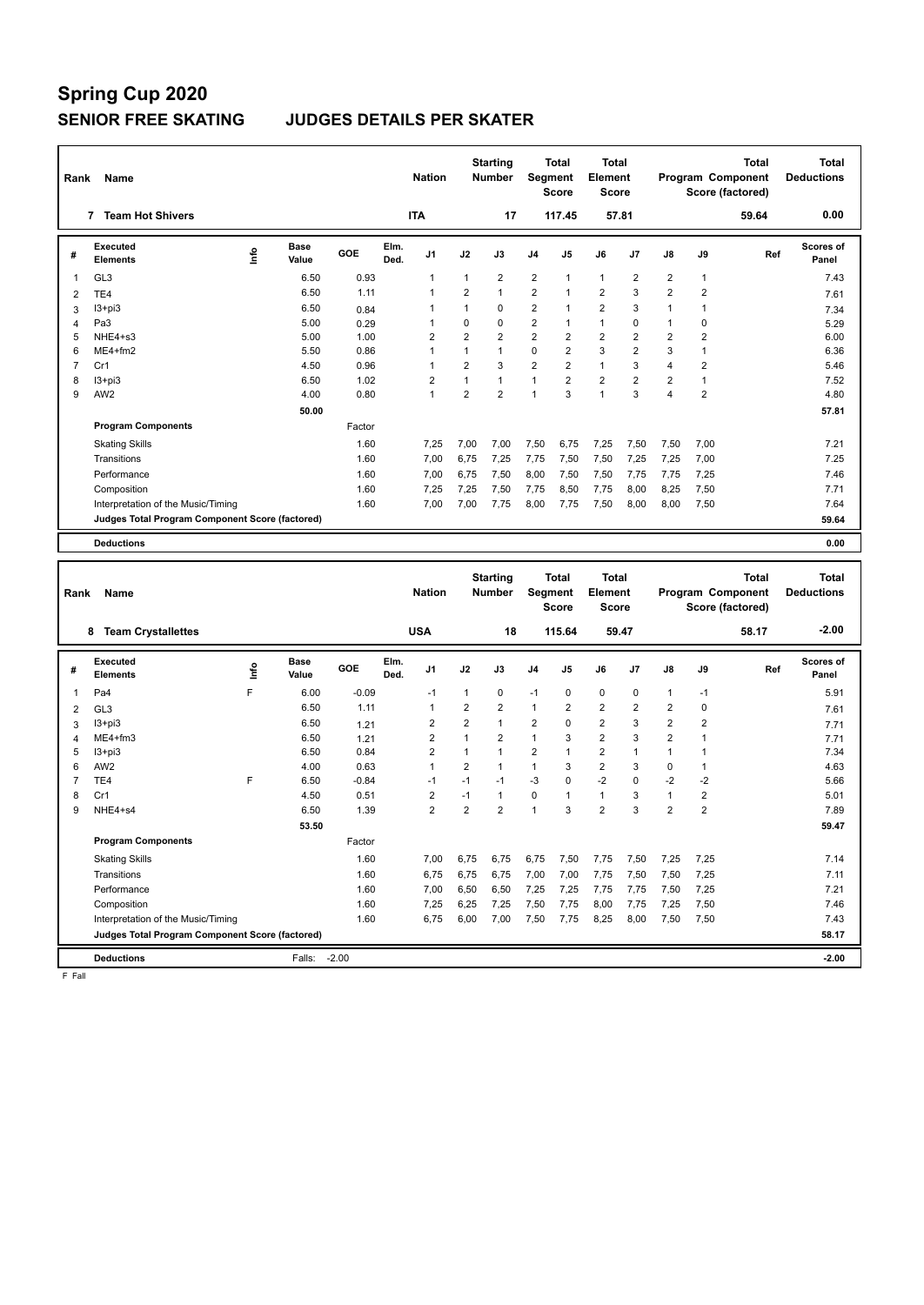# Spring Cup 2020

## SENIOR FREE SKATING JUDGES DETAILS PER SKATER

| Rank | Name | Nation | Starting Number | Total Segment Score | Total Element Score | Total Program Component Score (factored) | Total Deductions |
|---|---|---|---|---|---|---|---|
| 7 | Team Hot Shivers | ITA | 17 | 117.45 | 57.81 | 59.64 | 0.00 |

| # | Executed Elements | Info | Base Value | GOE | Elm. Ded. | J1 | J2 | J3 | J4 | J5 | J6 | J7 | J8 | J9 | Ref | Scores of Panel |
|---|---|---|---|---|---|---|---|---|---|---|---|---|---|---|---|---|
| 1 | GL3 | | 6.50 | 0.93 | | 1 | 1 | 2 | 2 | 1 | 1 | 2 | 2 | 1 | | 7.43 |
| 2 | TE4 | | 6.50 | 1.11 | | 1 | 2 | 1 | 2 | 1 | 2 | 3 | 2 | 2 | | 7.61 |
| 3 | I3+pi3 | | 6.50 | 0.84 | | 1 | 1 | 0 | 2 | 1 | 2 | 3 | 1 | 1 | | 7.34 |
| 4 | Pa3 | | 5.00 | 0.29 | | 1 | 0 | 0 | 2 | 1 | 1 | 0 | 1 | 0 | | 5.29 |
| 5 | NHE4+s3 | | 5.00 | 1.00 | | 2 | 2 | 2 | 2 | 2 | 2 | 2 | 2 | 2 | | 6.00 |
| 6 | ME4+fm2 | | 5.50 | 0.86 | | 1 | 1 | 1 | 0 | 2 | 3 | 2 | 3 | 1 | | 6.36 |
| 7 | Cr1 | | 4.50 | 0.96 | | 1 | 2 | 3 | 2 | 2 | 1 | 3 | 4 | 2 | | 5.46 |
| 8 | I3+pi3 | | 6.50 | 1.02 | | 2 | 1 | 1 | 1 | 2 | 2 | 2 | 2 | 1 | | 7.52 |
| 9 | AW2 | | 4.00 | 0.80 | | 1 | 2 | 2 | 1 | 3 | 1 | 3 | 4 | 2 | | 4.80 |
| | | | 50.00 | | | | | | | | | | | | | 57.81 |
| | **Program Components** | | | Factor | | | | | | | | | | | | |
| | Skating Skills | | | 1.60 | | 7,25 | 7,00 | 7,00 | 7,50 | 6,75 | 7,25 | 7,50 | 7,50 | 7,00 | | 7.21 |
| | Transitions | | | 1.60 | | 7,00 | 6,75 | 7,25 | 7,75 | 7,50 | 7,50 | 7,25 | 7,25 | 7,00 | | 7.25 |
| | Performance | | | 1.60 | | 7,00 | 6,75 | 7,50 | 8,00 | 7,50 | 7,50 | 7,75 | 7,75 | 7,25 | | 7.46 |
| | Composition | | | 1.60 | | 7,25 | 7,25 | 7,50 | 7,75 | 8,50 | 7,75 | 8,00 | 8,25 | 7,50 | | 7.71 |
| | Interpretation of the Music/Timing | | | 1.60 | | 7,00 | 7,00 | 7,75 | 8,00 | 7,75 | 7,50 | 8,00 | 8,00 | 7,50 | | 7.64 |
| | **Judges Total Program Component Score (factored)** | | | | | | | | | | | | | | | 59.64 |
| | **Deductions** | | | | | | | | | | | | | | | 0.00 |

| Rank | Name | Nation | Starting Number | Total Segment Score | Total Element Score | Total Program Component Score (factored) | Total Deductions |
|---|---|---|---|---|---|---|---|
| 8 | Team Crystallettes | USA | 18 | 115.64 | 59.47 | 58.17 | -2.00 |

| # | Executed Elements | Info | Base Value | GOE | Elm. Ded. | J1 | J2 | J3 | J4 | J5 | J6 | J7 | J8 | J9 | Ref | Scores of Panel |
|---|---|---|---|---|---|---|---|---|---|---|---|---|---|---|---|---|
| 1 | Pa4 | F | 6.00 | -0.09 | | -1 | 1 | 0 | -1 | 0 | 0 | 0 | 1 | -1 | | 5.91 |
| 2 | GL3 | | 6.50 | 1.11 | | 1 | 2 | 2 | 1 | 2 | 2 | 2 | 2 | 0 | | 7.61 |
| 3 | I3+pi3 | | 6.50 | 1.21 | | 2 | 2 | 1 | 2 | 0 | 2 | 3 | 2 | 2 | | 7.71 |
| 4 | ME4+fm3 | | 6.50 | 1.21 | | 2 | 1 | 2 | 1 | 3 | 2 | 3 | 2 | 1 | | 7.71 |
| 5 | I3+pi3 | | 6.50 | 0.84 | | 2 | 1 | 1 | 2 | 1 | 2 | 1 | 1 | 1 | | 7.34 |
| 6 | AW2 | | 4.00 | 0.63 | | 1 | 2 | 1 | 1 | 3 | 2 | 3 | 0 | 1 | | 4.63 |
| 7 | TE4 | F | 6.50 | -0.84 | | -1 | -1 | -1 | -3 | 0 | -2 | 0 | -2 | -2 | | 5.66 |
| 8 | Cr1 | | 4.50 | 0.51 | | 2 | -1 | 1 | 0 | 1 | 1 | 3 | 1 | 2 | | 5.01 |
| 9 | NHE4+s4 | | 6.50 | 1.39 | | 2 | 2 | 2 | 1 | 3 | 2 | 3 | 2 | 2 | | 7.89 |
| | | | 53.50 | | | | | | | | | | | | | 59.47 |
| | **Program Components** | | | Factor | | | | | | | | | | | | |
| | Skating Skills | | | 1.60 | | 7,00 | 6,75 | 6,75 | 6,75 | 7,50 | 7,75 | 7,50 | 7,25 | 7,25 | | 7.14 |
| | Transitions | | | 1.60 | | 6,75 | 6,75 | 6,75 | 7,00 | 7,00 | 7,75 | 7,50 | 7,50 | 7,25 | | 7.11 |
| | Performance | | | 1.60 | | 7,00 | 6,50 | 6,50 | 7,25 | 7,25 | 7,75 | 7,75 | 7,50 | 7,25 | | 7.21 |
| | Composition | | | 1.60 | | 7,25 | 6,25 | 7,25 | 7,50 | 7,75 | 8,00 | 7,75 | 7,25 | 7,50 | | 7.46 |
| | Interpretation of the Music/Timing | | | 1.60 | | 6,75 | 6,00 | 7,00 | 7,50 | 7,75 | 8,25 | 8,00 | 7,50 | 7,50 | | 7.43 |
| | **Judges Total Program Component Score (factored)** | | | | | | | | | | | | | | | 58.17 |
| | **Deductions** | | Falls: -2.00 | | | | | | | | | | | | | -2.00 |

F Fall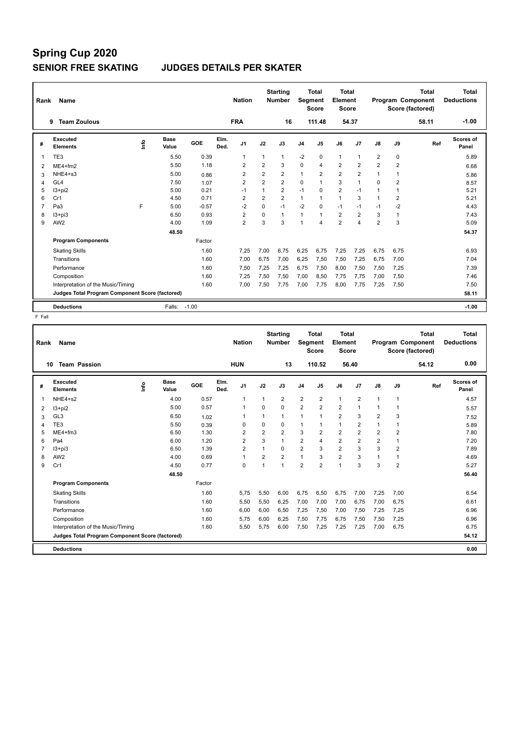# Spring Cup 2020

## SENIOR FREE SKATING JUDGES DETAILS PER SKATER

| Rank | Name | Nation | Starting Number | Total Segment Score | Total Element Score | Total Program Component Score (factored) | Total Deductions |
|---|---|---|---|---|---|---|---|
| 9 | Team Zoulous | FRA | 16 | 111.48 | 54.37 | 58.11 | -1.00 |

| # | Executed Elements | Info | Base Value | GOE | Elm. Ded. | J1 | J2 | J3 | J4 | J5 | J6 | J7 | J8 | J9 | Ref | Scores of Panel |
|---|---|---|---|---|---|---|---|---|---|---|---|---|---|---|---|---|
| 1 | TE3 | | 5.50 | 0.39 | | 1 | 1 | 1 | -2 | 0 | 1 | 1 | 2 | 0 | | 5.89 |
| 2 | ME4+fm2 | | 5.50 | 1.18 | | 2 | 2 | 3 | 0 | 4 | 2 | 2 | 2 | 2 | | 6.68 |
| 3 | NHE4+s3 | | 5.00 | 0.86 | | 2 | 2 | 2 | 1 | 2 | 2 | 2 | 1 | 1 | | 5.86 |
| 4 | GL4 | | 7.50 | 1.07 | | 2 | 2 | 2 | 0 | 1 | 3 | 1 | 0 | 2 | | 8.57 |
| 5 | I3+pi2 | | 5.00 | 0.21 | | -1 | 1 | 2 | -1 | 0 | 2 | -1 | 1 | 1 | | 5.21 |
| 6 | Cr1 | | 4.50 | 0.71 | | 2 | 2 | 2 | 1 | 1 | 1 | 3 | 1 | 2 | | 5.21 |
| 7 | Pa3 | F | 5.00 | -0.57 | | -2 | 0 | -1 | -2 | 0 | -1 | -1 | -1 | -2 | | 4.43 |
| 8 | I3+pi3 | | 6.50 | 0.93 | | 2 | 0 | 1 | 1 | 1 | 2 | 2 | 3 | 1 | | 7.43 |
| 9 | AW2 | | 4.00 | 1.09 | | 2 | 3 | 3 | 1 | 4 | 2 | 4 | 2 | 3 | | 5.09 |
| | | | 48.50 | | | | | | | | | | | | | 54.37 |
| | **Program Components** | | | Factor | | | | | | | | | | | | |
| | Skating Skills | | | 1.60 | | 7,25 | 7,00 | 6,75 | 6,25 | 6,75 | 7,25 | 7,25 | 6,75 | 6,75 | | 6.93 |
| | Transitions | | | 1.60 | | 7,00 | 6,75 | 7,00 | 6,25 | 7,50 | 7,50 | 7,25 | 6,75 | 7,00 | | 7.04 |
| | Performance | | | 1.60 | | 7,50 | 7,25 | 7,25 | 6,75 | 7,50 | 8,00 | 7,50 | 7,50 | 7,25 | | 7.39 |
| | Composition | | | 1.60 | | 7,25 | 7,50 | 7,50 | 7,00 | 8,50 | 7,75 | 7,75 | 7,00 | 7,50 | | 7.46 |
| | Interpretation of the Music/Timing | | | 1.60 | | 7,00 | 7,50 | 7,75 | 7,00 | 7,75 | 8,00 | 7,75 | 7,25 | 7,50 | | 7.50 |
| | Judges Total Program Component Score (factored) | | | | | | | | | | | | | | | 58.11 |
| | **Deductions** | | Falls: | -1.00 | | | | | | | | | | | | -1.00 |

F Fall

| Rank | Name | Nation | Starting Number | Total Segment Score | Total Element Score | Total Program Component Score (factored) | Total Deductions |
|---|---|---|---|---|---|---|---|
| 10 | Team Passion | HUN | 13 | 110.52 | 56.40 | 54.12 | 0.00 |

| # | Executed Elements | Info | Base Value | GOE | Elm. Ded. | J1 | J2 | J3 | J4 | J5 | J6 | J7 | J8 | J9 | Ref | Scores of Panel |
|---|---|---|---|---|---|---|---|---|---|---|---|---|---|---|---|---|
| 1 | NHE4+s2 | | 4.00 | 0.57 | | 1 | 1 | 2 | 2 | 2 | 1 | 2 | 1 | 1 | | 4.57 |
| 2 | I3+pi2 | | 5.00 | 0.57 | | 1 | 0 | 0 | 2 | 2 | 2 | 1 | 1 | 1 | | 5.57 |
| 3 | GL3 | | 6.50 | 1.02 | | 1 | 1 | 1 | 1 | 1 | 2 | 3 | 2 | 3 | | 7.52 |
| 4 | TE3 | | 5.50 | 0.39 | | 0 | 0 | 0 | 1 | 1 | 1 | 2 | 1 | 1 | | 5.89 |
| 5 | ME4+fm3 | | 6.50 | 1.30 | | 2 | 2 | 2 | 3 | 2 | 2 | 2 | 2 | 2 | | 7.80 |
| 6 | Pa4 | | 6.00 | 1.20 | | 2 | 3 | 1 | 2 | 4 | 2 | 2 | 2 | 1 | | 7.20 |
| 7 | I3+pi3 | | 6.50 | 1.39 | | 2 | 1 | 0 | 2 | 3 | 2 | 3 | 3 | 2 | | 7.89 |
| 8 | AW2 | | 4.00 | 0.69 | | 1 | 2 | 2 | 1 | 3 | 2 | 3 | 1 | 1 | | 4.69 |
| 9 | Cr1 | | 4.50 | 0.77 | | 0 | 1 | 1 | 2 | 2 | 1 | 3 | 3 | 2 | | 5.27 |
| | | | 48.50 | | | | | | | | | | | | | 56.40 |
| | **Program Components** | | | Factor | | | | | | | | | | | | |
| | Skating Skills | | | 1.60 | | 5,75 | 5,50 | 6,00 | 6,75 | 6,50 | 6,75 | 7,00 | 7,25 | 7,00 | | 6.54 |
| | Transitions | | | 1.60 | | 5,50 | 5,50 | 6,25 | 7,00 | 7,00 | 7,00 | 6,75 | 7,00 | 6,75 | | 6.61 |
| | Performance | | | 1.60 | | 6,00 | 6,00 | 6,50 | 7,25 | 7,50 | 7,00 | 7,50 | 7,25 | 7,25 | | 6.96 |
| | Composition | | | 1.60 | | 5,75 | 6,00 | 6,25 | 7,50 | 7,75 | 6,75 | 7,50 | 7,50 | 7,25 | | 6.96 |
| | Interpretation of the Music/Timing | | | 1.60 | | 5,50 | 5,75 | 6,00 | 7,50 | 7,25 | 7,25 | 7,25 | 7,00 | 6,75 | | 6.75 |
| | Judges Total Program Component Score (factored) | | | | | | | | | | | | | | | 54.12 |
| | **Deductions** | | | | | | | | | | | | | | | 0.00 |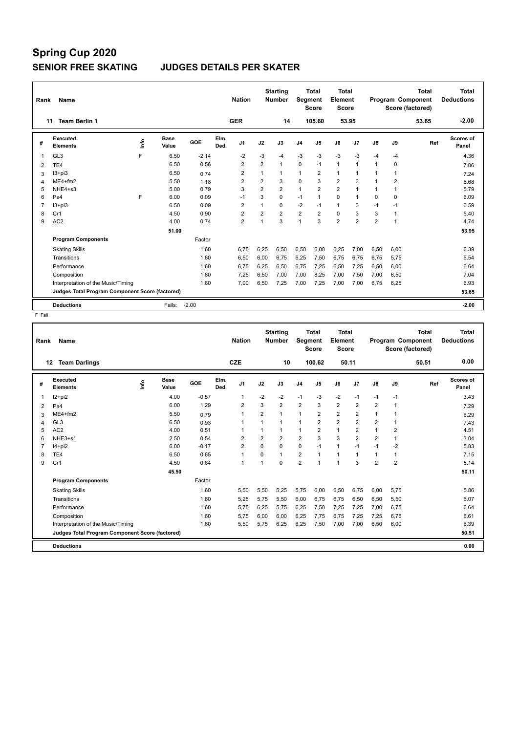# Spring Cup 2020

## SENIOR FREE SKATING JUDGES DETAILS PER SKATER

| Rank | Name | Nation | Starting Number | Total Segment Score | Total Element Score | Total Program Component Score (factored) | Total Deductions |
|---|---|---|---|---|---|---|---|
| 11 | Team Berlin 1 | GER | 14 | 105.60 | 53.95 | 53.65 | -2.00 |

| # | Executed Elements | Info | Base Value | GOE | Elm. Ded. | J1 | J2 | J3 | J4 | J5 | J6 | J7 | J8 | J9 | Ref | Scores of Panel |
|---|---|---|---|---|---|---|---|---|---|---|---|---|---|---|---|---|
| 1 | GL3 | F | 6.50 | -2.14 | | -2 | -3 | -4 | -3 | -3 | -3 | -3 | -4 | -4 | | 4.36 |
| 2 | TE4 | | 6.50 | 0.56 | | 2 | 2 | 1 | 0 | -1 | 1 | 1 | 1 | 0 | | 7.06 |
| 3 | I3+pi3 | | 6.50 | 0.74 | | 2 | 1 | 1 | 1 | 2 | 1 | 1 | 1 | 1 | | 7.24 |
| 4 | ME4+fm2 | | 5.50 | 1.18 | | 2 | 2 | 3 | 0 | 3 | 2 | 3 | 1 | 2 | | 6.68 |
| 5 | NHE4+s3 | | 5.00 | 0.79 | | 3 | 2 | 2 | 1 | 2 | 2 | 1 | 1 | 1 | | 5.79 |
| 6 | Pa4 | F | 6.00 | 0.09 | | -1 | 3 | 0 | -1 | 1 | 0 | 1 | 0 | 0 | | 6.09 |
| 7 | I3+pi3 | | 6.50 | 0.09 | | 2 | 1 | 0 | -2 | -1 | 1 | 3 | -1 | -1 | | 6.59 |
| 8 | Cr1 | | 4.50 | 0.90 | | 2 | 2 | 2 | 2 | 2 | 0 | 3 | 3 | 1 | | 5.40 |
| 9 | AC2 | | 4.00 | 0.74 | | 2 | 1 | 3 | 1 | 3 | 2 | 2 | 2 | 1 | | 4.74 |
| | | | 51.00 | | | | | | | | | | | | | 53.95 |
| | **Program Components** | | | Factor | | | | | | | | | | | | |
| | Skating Skills | | | 1.60 | | 6,75 | 6,25 | 6,50 | 6,50 | 6,00 | 6,25 | 7,00 | 6,50 | 6,00 | | 6.39 |
| | Transitions | | | 1.60 | | 6,50 | 6,00 | 6,75 | 6,25 | 7,50 | 6,75 | 6,75 | 6,75 | 5,75 | | 6.54 |
| | Performance | | | 1.60 | | 6,75 | 6,25 | 6,50 | 6,75 | 7,25 | 6,50 | 7,25 | 6,50 | 6,00 | | 6.64 |
| | Composition | | | 1.60 | | 7,25 | 6,50 | 7,00 | 7,00 | 8,25 | 7,00 | 7,50 | 7,00 | 6,50 | | 7.04 |
| | Interpretation of the Music/Timing | | | 1.60 | | 7,00 | 6,50 | 7,25 | 7,00 | 7,25 | 7,00 | 7,00 | 6,75 | 6,25 | | 6.93 |
| | **Judges Total Program Component Score (factored)** | | | | | | | | | | | | | | | 53.65 |
| | **Deductions** | | Falls: | -2.00 | | | | | | | | | | | | -2.00 |

F Fall

| Rank | Name | Nation | Starting Number | Total Segment Score | Total Element Score | Total Program Component Score (factored) | Total Deductions |
|---|---|---|---|---|---|---|---|
| 12 | Team Darlings | CZE | 10 | 100.62 | 50.11 | 50.51 | 0.00 |

| # | Executed Elements | Info | Base Value | GOE | Elm. Ded. | J1 | J2 | J3 | J4 | J5 | J6 | J7 | J8 | J9 | Ref | Scores of Panel |
|---|---|---|---|---|---|---|---|---|---|---|---|---|---|---|---|---|
| 1 | I2+pi2 | | 4.00 | -0.57 | | 1 | -2 | -2 | -1 | -3 | -2 | -1 | -1 | -1 | | 3.43 |
| 2 | Pa4 | | 6.00 | 1.29 | | 2 | 3 | 2 | 2 | 3 | 2 | 2 | 2 | 1 | | 7.29 |
| 3 | ME4+fm2 | | 5.50 | 0.79 | | 1 | 2 | 1 | 1 | 2 | 2 | 2 | 1 | 1 | | 6.29 |
| 4 | GL3 | | 6.50 | 0.93 | | 1 | 1 | 1 | 1 | 2 | 2 | 2 | 2 | 1 | | 7.43 |
| 5 | AC2 | | 4.00 | 0.51 | | 1 | 1 | 1 | 1 | 2 | 1 | 2 | 1 | 2 | | 4.51 |
| 6 | NHE3+s1 | | 2.50 | 0.54 | | 2 | 2 | 2 | 2 | 3 | 3 | 2 | 2 | 1 | | 3.04 |
| 7 | I4+pi2 | | 6.00 | -0.17 | | 2 | 0 | 0 | 0 | -1 | 1 | -1 | -1 | -2 | | 5.83 |
| 8 | TE4 | | 6.50 | 0.65 | | 1 | 0 | 1 | 2 | 1 | 1 | 1 | 1 | 1 | | 7.15 |
| 9 | Cr1 | | 4.50 | 0.64 | | 1 | 1 | 0 | 2 | 1 | 1 | 3 | 2 | 2 | | 5.14 |
| | | | 45.50 | | | | | | | | | | | | | 50.11 |
| | **Program Components** | | | Factor | | | | | | | | | | | | |
| | Skating Skills | | | 1.60 | | 5,50 | 5,50 | 5,25 | 5,75 | 6,00 | 6,50 | 6,75 | 6,00 | 5,75 | | 5.86 |
| | Transitions | | | 1.60 | | 5,25 | 5,75 | 5,50 | 6,00 | 6,75 | 6,75 | 6,50 | 6,50 | 5,50 | | 6.07 |
| | Performance | | | 1.60 | | 5,75 | 6,25 | 5,75 | 6,25 | 7,50 | 7,25 | 7,25 | 7,00 | 6,75 | | 6.64 |
| | Composition | | | 1.60 | | 5,75 | 6,00 | 6,00 | 6,25 | 7,75 | 6,75 | 7,25 | 7,25 | 6,75 | | 6.61 |
| | Interpretation of the Music/Timing | | | 1.60 | | 5,50 | 5,75 | 6,25 | 6,25 | 7,50 | 7,00 | 7,00 | 6,50 | 6,00 | | 6.39 |
| | **Judges Total Program Component Score (factored)** | | | | | | | | | | | | | | | 50.51 |
| | **Deductions** | | | | | | | | | | | | | | | 0.00 |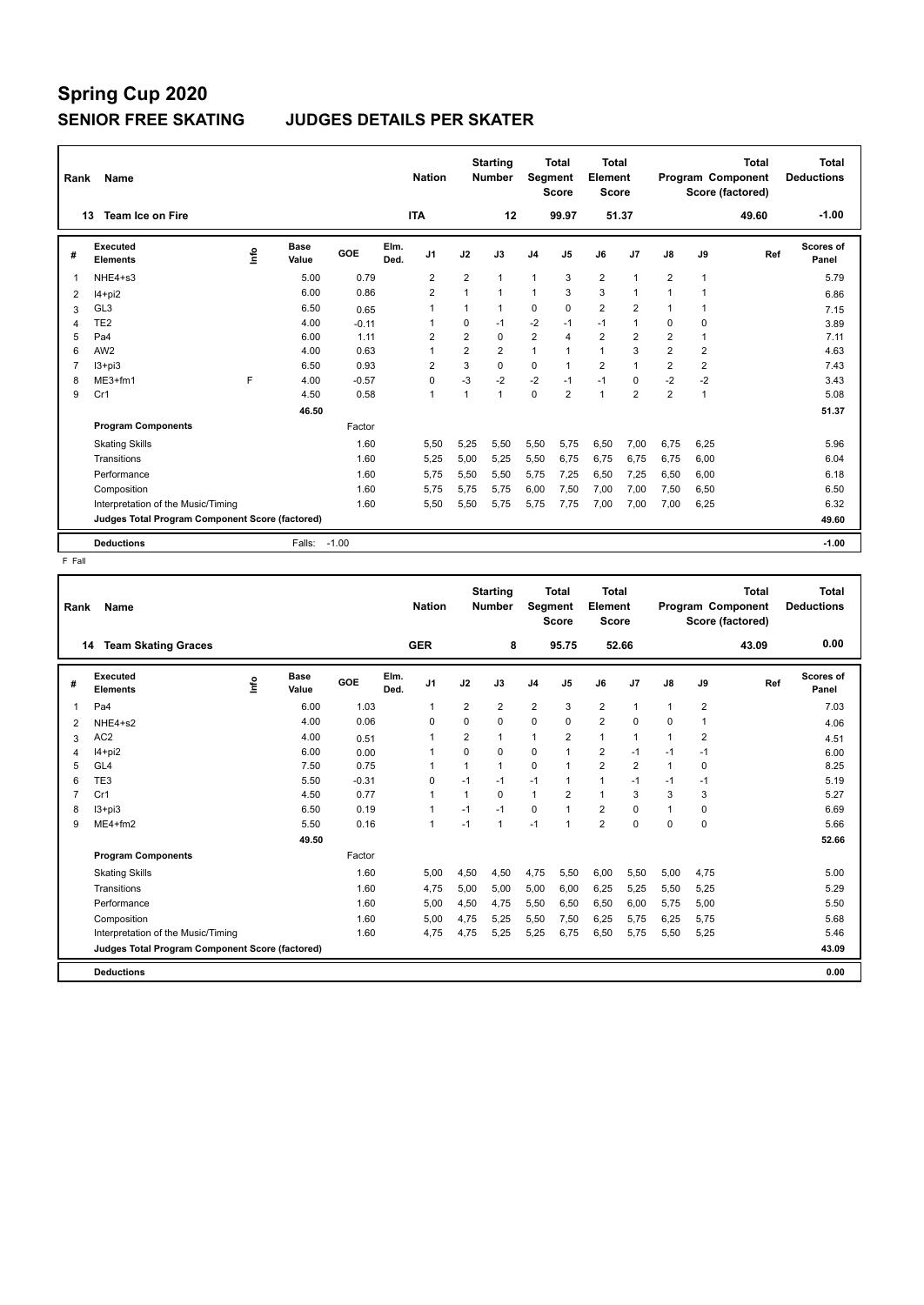# Spring Cup 2020

## SENIOR FREE SKATING JUDGES DETAILS PER SKATER

| Rank | Name | Nation | Starting Number | Total Segment Score | Total Element Score | Total Program Component Score (factored) | Total Deductions |
|---|---|---|---|---|---|---|---|
| 13 | Team Ice on Fire | ITA | 12 | 99.97 | 51.37 | 49.60 | -1.00 |

| # | Executed Elements | Info | Base Value | GOE | Elm. Ded. | J1 | J2 | J3 | J4 | J5 | J6 | J7 | J8 | J9 | Ref | Scores of Panel |
|---|---|---|---|---|---|---|---|---|---|---|---|---|---|---|---|---|
| 1 | NHE4+s3 | | 5.00 | 0.79 | | 2 | 2 | 1 | 1 | 3 | 2 | 1 | 2 | 1 | | 5.79 |
| 2 | I4+pi2 | | 6.00 | 0.86 | | 2 | 1 | 1 | 1 | 3 | 3 | 1 | 1 | 1 | | 6.86 |
| 3 | GL3 | | 6.50 | 0.65 | | 1 | 1 | 1 | 0 | 0 | 2 | 2 | 1 | 1 | | 7.15 |
| 4 | TE2 | | 4.00 | -0.11 | | 1 | 0 | -1 | -2 | -1 | -1 | 1 | 0 | 0 | | 3.89 |
| 5 | Pa4 | | 6.00 | 1.11 | | 2 | 2 | 0 | 2 | 4 | 2 | 2 | 2 | 1 | | 7.11 |
| 6 | AW2 | | 4.00 | 0.63 | | 1 | 2 | 2 | 1 | 1 | 1 | 3 | 2 | 2 | | 4.63 |
| 7 | I3+pi3 | | 6.50 | 0.93 | | 2 | 3 | 0 | 0 | 1 | 2 | 1 | 2 | 2 | | 7.43 |
| 8 | ME3+fm1 | F | 4.00 | -0.57 | | 0 | -3 | -2 | -2 | -1 | -1 | 0 | -2 | -2 | | 3.43 |
| 9 | Cr1 | | 4.50 | 0.58 | | 1 | 1 | 1 | 0 | 2 | 1 | 2 | 2 | 1 | | 5.08 |
| | | | 46.50 | | | | | | | | | | | | | 51.37 |
| | **Program Components** | | | Factor | | | | | | | | | | | | |
| | Skating Skills | | | 1.60 | | 5,50 | 5,25 | 5,50 | 5,50 | 5,75 | 6,50 | 7,00 | 6,75 | 6,25 | | 5.96 |
| | Transitions | | | 1.60 | | 5,25 | 5,00 | 5,25 | 5,50 | 6,75 | 6,75 | 6,75 | 6,75 | 6,00 | | 6.04 |
| | Performance | | | 1.60 | | 5,75 | 5,50 | 5,50 | 5,75 | 7,25 | 6,50 | 7,25 | 6,50 | 6,00 | | 6.18 |
| | Composition | | | 1.60 | | 5,75 | 5,75 | 5,75 | 6,00 | 7,50 | 7,00 | 7,00 | 7,50 | 6,50 | | 6.50 |
| | Interpretation of the Music/Timing | | | 1.60 | | 5,50 | 5,50 | 5,75 | 5,75 | 7,75 | 7,00 | 7,00 | 7,00 | 6,25 | | 6.32 |
| | **Judges Total Program Component Score (factored)** | | | | | | | | | | | | | | | 49.60 |
| | **Deductions** | | Falls: | -1.00 | | | | | | | | | | | | -1.00 |

F Fall

| Rank | Name | Nation | Starting Number | Total Segment Score | Total Element Score | Total Program Component Score (factored) | Total Deductions |
|---|---|---|---|---|---|---|---|
| 14 | Team Skating Graces | GER | 8 | 95.75 | 52.66 | 43.09 | 0.00 |

| # | Executed Elements | Info | Base Value | GOE | Elm. Ded. | J1 | J2 | J3 | J4 | J5 | J6 | J7 | J8 | J9 | Ref | Scores of Panel |
|---|---|---|---|---|---|---|---|---|---|---|---|---|---|---|---|---|
| 1 | Pa4 | | 6.00 | 1.03 | | 1 | 2 | 2 | 2 | 3 | 2 | 1 | 1 | 2 | | 7.03 |
| 2 | NHE4+s2 | | 4.00 | 0.06 | | 0 | 0 | 0 | 0 | 0 | 2 | 0 | 0 | 1 | | 4.06 |
| 3 | AC2 | | 4.00 | 0.51 | | 1 | 2 | 1 | 1 | 2 | 1 | 1 | 1 | 2 | | 4.51 |
| 4 | I4+pi2 | | 6.00 | 0.00 | | 1 | 0 | 0 | 0 | 1 | 2 | -1 | -1 | -1 | | 6.00 |
| 5 | GL4 | | 7.50 | 0.75 | | 1 | 1 | 1 | 0 | 1 | 2 | 2 | 1 | 0 | | 8.25 |
| 6 | TE3 | | 5.50 | -0.31 | | 0 | -1 | -1 | -1 | 1 | 1 | -1 | -1 | -1 | | 5.19 |
| 7 | Cr1 | | 4.50 | 0.77 | | 1 | 1 | 0 | 1 | 2 | 1 | 3 | 3 | 3 | | 5.27 |
| 8 | I3+pi3 | | 6.50 | 0.19 | | 1 | -1 | -1 | 0 | 1 | 2 | 0 | 1 | 0 | | 6.69 |
| 9 | ME4+fm2 | | 5.50 | 0.16 | | 1 | -1 | 1 | -1 | 1 | 2 | 0 | 0 | 0 | | 5.66 |
| | | | 49.50 | | | | | | | | | | | | | 52.66 |
| | **Program Components** | | | Factor | | | | | | | | | | | | |
| | Skating Skills | | | 1.60 | | 5,00 | 4,50 | 4,50 | 4,75 | 5,50 | 6,00 | 5,50 | 5,00 | 4,75 | | 5.00 |
| | Transitions | | | 1.60 | | 4,75 | 5,00 | 5,00 | 5,00 | 6,00 | 6,25 | 5,25 | 5,50 | 5,25 | | 5.29 |
| | Performance | | | 1.60 | | 5,00 | 4,50 | 4,75 | 5,50 | 6,50 | 6,50 | 6,00 | 5,75 | 5,00 | | 5.50 |
| | Composition | | | 1.60 | | 5,00 | 4,75 | 5,25 | 5,50 | 7,50 | 6,25 | 5,75 | 6,25 | 5,75 | | 5.68 |
| | Interpretation of the Music/Timing | | | 1.60 | | 4,75 | 4,75 | 5,25 | 5,25 | 6,75 | 6,50 | 5,75 | 5,50 | 5,25 | | 5.46 |
| | **Judges Total Program Component Score (factored)** | | | | | | | | | | | | | | | 43.09 |
| | **Deductions** | | | | | | | | | | | | | | | 0.00 |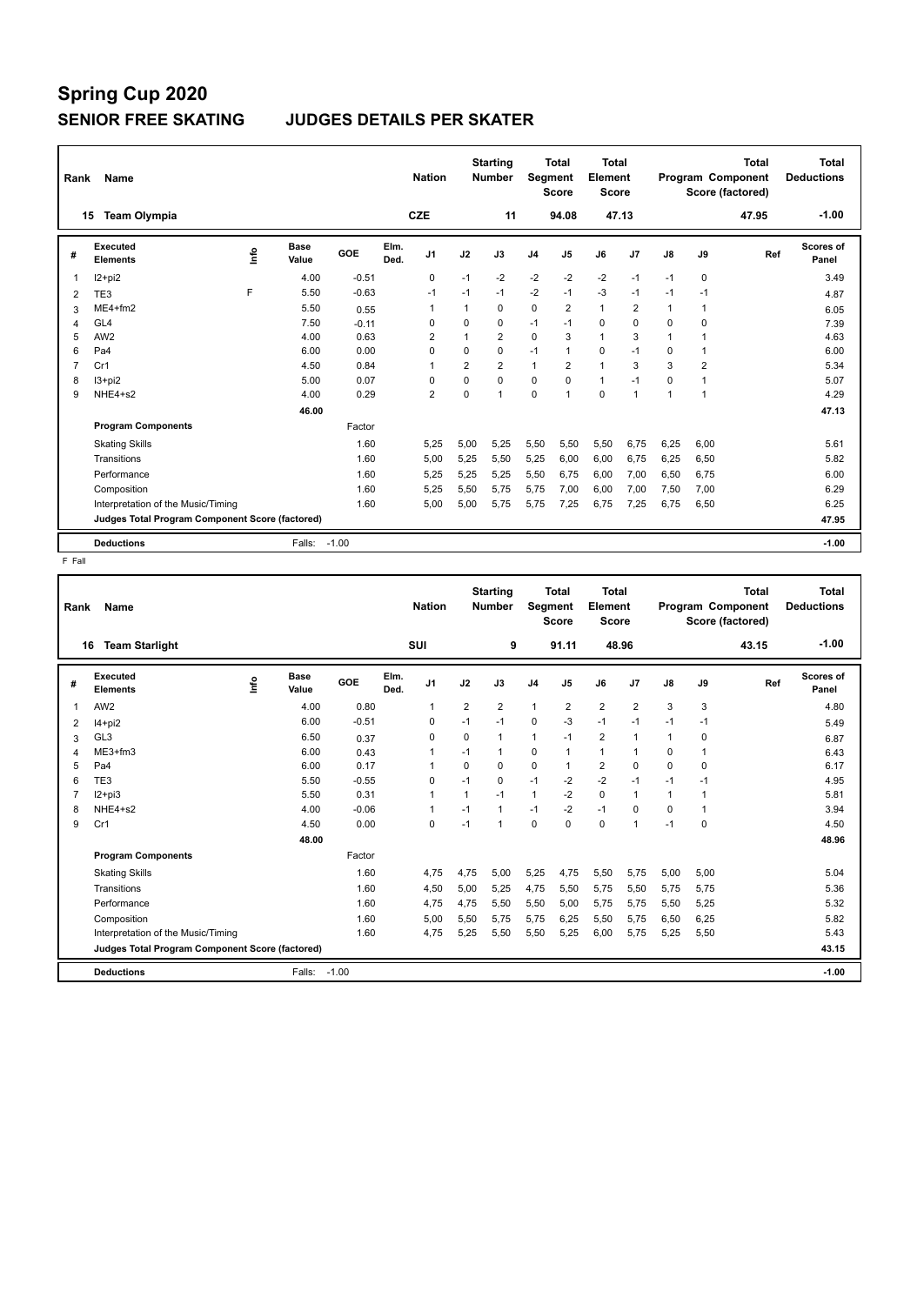# Spring Cup 2020

## SENIOR FREE SKATING JUDGES DETAILS PER SKATER

| Rank | Name | Nation | Starting Number | Total Segment Score | Total Element Score | Total Program Component Score (factored) | Total Deductions |
|---|---|---|---|---|---|---|---|
| 15 | Team Olympia | CZE | 11 | 94.08 | 47.13 | 47.95 | -1.00 |

| # | Executed Elements | Info | Base Value | GOE | Elm. Ded. | J1 | J2 | J3 | J4 | J5 | J6 | J7 | J8 | J9 | Ref | Scores of Panel |
|---|---|---|---|---|---|---|---|---|---|---|---|---|---|---|---|---|
| 1 | I2+pi2 | | 4.00 | -0.51 | | 0 | -1 | -2 | -2 | -2 | -2 | -1 | -1 | 0 | | 3.49 |
| 2 | TE3 | F | 5.50 | -0.63 | | -1 | -1 | -1 | -2 | -1 | -3 | -1 | -1 | -1 | | 4.87 |
| 3 | ME4+fm2 | | 5.50 | 0.55 | | 1 | 1 | 0 | 0 | 2 | 1 | 2 | 1 | 1 | | 6.05 |
| 4 | GL4 | | 7.50 | -0.11 | | 0 | 0 | 0 | -1 | -1 | 0 | 0 | 0 | 0 | | 7.39 |
| 5 | AW2 | | 4.00 | 0.63 | | 2 | 1 | 2 | 0 | 3 | 1 | 3 | 1 | 1 | | 4.63 |
| 6 | Pa4 | | 6.00 | 0.00 | | 0 | 0 | 0 | -1 | 1 | 0 | -1 | 0 | 1 | | 6.00 |
| 7 | Cr1 | | 4.50 | 0.84 | | 1 | 2 | 2 | 1 | 2 | 1 | 3 | 3 | 2 | | 5.34 |
| 8 | I3+pi2 | | 5.00 | 0.07 | | 0 | 0 | 0 | 0 | 0 | 1 | -1 | 0 | 1 | | 5.07 |
| 9 | NHE4+s2 | | 4.00 | 0.29 | | 2 | 0 | 1 | 0 | 1 | 0 | 1 | 1 | 1 | | 4.29 |
| | | | 46.00 | | | | | | | | | | | | | 47.13 |
| | **Program Components** | | | Factor | | | | | | | | | | | | |
| | Skating Skills | | | 1.60 | | 5,25 | 5,00 | 5,25 | 5,50 | 5,50 | 5,50 | 6,75 | 6,25 | 6,00 | | 5.61 |
| | Transitions | | | 1.60 | | 5,00 | 5,25 | 5,50 | 5,25 | 6,00 | 6,00 | 6,75 | 6,25 | 6,50 | | 5.82 |
| | Performance | | | 1.60 | | 5,25 | 5,25 | 5,25 | 5,50 | 6,75 | 6,00 | 7,00 | 6,50 | 6,75 | | 6.00 |
| | Composition | | | 1.60 | | 5,25 | 5,50 | 5,75 | 5,75 | 7,00 | 6,00 | 7,00 | 7,50 | 7,00 | | 6.29 |
| | Interpretation of the Music/Timing | | | 1.60 | | 5,00 | 5,00 | 5,75 | 5,75 | 7,25 | 6,75 | 7,25 | 6,75 | 6,50 | | 6.25 |
| | Judges Total Program Component Score (factored) | | | | | | | | | | | | | | | 47.95 |
| | **Deductions** | | Falls: | -1.00 | | | | | | | | | | | | -1.00 |

F Fall

| Rank | Name | Nation | Starting Number | Total Segment Score | Total Element Score | Total Program Component Score (factored) | Total Deductions |
|---|---|---|---|---|---|---|---|
| 16 | Team Starlight | SUI | 9 | 91.11 | 48.96 | 43.15 | -1.00 |

| # | Executed Elements | Info | Base Value | GOE | Elm. Ded. | J1 | J2 | J3 | J4 | J5 | J6 | J7 | J8 | J9 | Ref | Scores of Panel |
|---|---|---|---|---|---|---|---|---|---|---|---|---|---|---|---|---|
| 1 | AW2 | | 4.00 | 0.80 | | 1 | 2 | 2 | 1 | 2 | 2 | 2 | 3 | 3 | | 4.80 |
| 2 | I4+pi2 | | 6.00 | -0.51 | | 0 | -1 | -1 | 0 | -3 | -1 | -1 | -1 | -1 | | 5.49 |
| 3 | GL3 | | 6.50 | 0.37 | | 0 | 0 | 1 | 1 | -1 | 2 | 1 | 1 | 0 | | 6.87 |
| 4 | ME3+fm3 | | 6.00 | 0.43 | | 1 | -1 | 1 | 0 | 1 | 1 | 1 | 0 | 1 | | 6.43 |
| 5 | Pa4 | | 6.00 | 0.17 | | 1 | 0 | 0 | 0 | 1 | 2 | 0 | 0 | 0 | | 6.17 |
| 6 | TE3 | | 5.50 | -0.55 | | 0 | -1 | 0 | -1 | -2 | -2 | -1 | -1 | -1 | | 4.95 |
| 7 | I2+pi3 | | 5.50 | 0.31 | | 1 | 1 | -1 | 1 | -2 | 0 | 1 | 1 | 1 | | 5.81 |
| 8 | NHE4+s2 | | 4.00 | -0.06 | | 1 | -1 | 1 | -1 | -2 | -1 | 0 | 0 | 1 | | 3.94 |
| 9 | Cr1 | | 4.50 | 0.00 | | 0 | -1 | 1 | 0 | 0 | 0 | 1 | -1 | 0 | | 4.50 |
| | | | 48.00 | | | | | | | | | | | | | 48.96 |
| | **Program Components** | | | Factor | | | | | | | | | | | | |
| | Skating Skills | | | 1.60 | | 4,75 | 4,75 | 5,00 | 5,25 | 4,75 | 5,50 | 5,75 | 5,00 | 5,00 | | 5.04 |
| | Transitions | | | 1.60 | | 4,50 | 5,00 | 5,25 | 4,75 | 5,50 | 5,75 | 5,50 | 5,75 | 5,75 | | 5.36 |
| | Performance | | | 1.60 | | 4,75 | 4,75 | 5,50 | 5,50 | 5,00 | 5,75 | 5,75 | 5,50 | 5,25 | | 5.32 |
| | Composition | | | 1.60 | | 5,00 | 5,50 | 5,75 | 5,75 | 6,25 | 5,50 | 5,75 | 6,50 | 6,25 | | 5.82 |
| | Interpretation of the Music/Timing | | | 1.60 | | 4,75 | 5,25 | 5,50 | 5,50 | 5,25 | 6,00 | 5,75 | 5,25 | 5,50 | | 5.43 |
| | Judges Total Program Component Score (factored) | | | | | | | | | | | | | | | 43.15 |
| | **Deductions** | | Falls: | -1.00 | | | | | | | | | | | | -1.00 |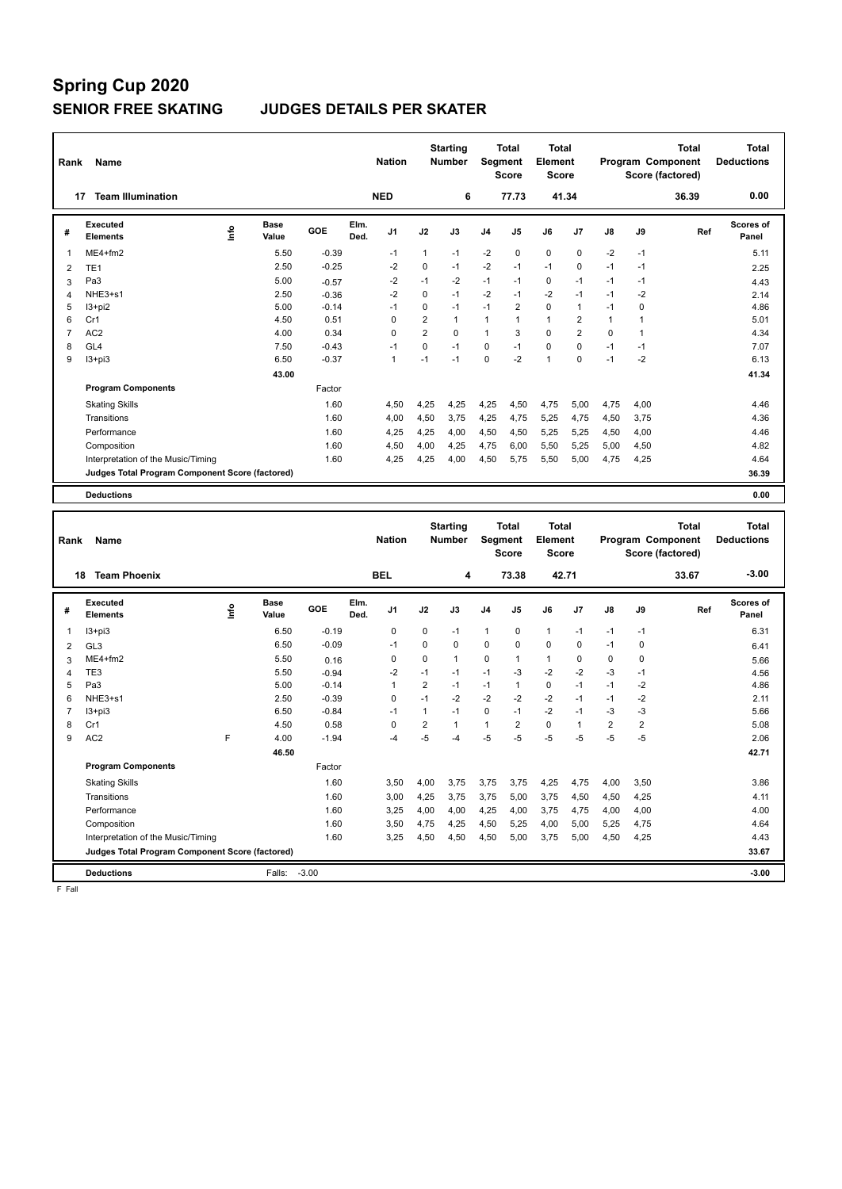# Spring Cup 2020

## SENIOR FREE SKATING JUDGES DETAILS PER SKATER

| Rank | Name | Nation | Starting Number | Total Segment Score | Total Element Score | Total Program Component Score (factored) | Total Deductions |
|---|---|---|---|---|---|---|---|
| 17 | Team Illumination | NED | 6 | 77.73 | 41.34 | 36.39 | 0.00 |

| # | Executed Elements | Info | Base Value | GOE | Elm. Ded. | J1 | J2 | J3 | J4 | J5 | J6 | J7 | J8 | J9 | Ref | Scores of Panel |
|---|---|---|---|---|---|---|---|---|---|---|---|---|---|---|---|---|
| 1 | ME4+fm2 | | 5.50 | -0.39 | | -1 | 1 | -1 | -2 | 0 | 0 | 0 | -2 | -1 | | 5.11 |
| 2 | TE1 | | 2.50 | -0.25 | | -2 | 0 | -1 | -2 | -1 | -1 | 0 | -1 | -1 | | 2.25 |
| 3 | Pa3 | | 5.00 | -0.57 | | -2 | -1 | -2 | -1 | -1 | 0 | -1 | -1 | -1 | | 4.43 |
| 4 | NHE3+s1 | | 2.50 | -0.36 | | -2 | 0 | -1 | -2 | -1 | -2 | -1 | -1 | -2 | | 2.14 |
| 5 | I3+pi2 | | 5.00 | -0.14 | | -1 | 0 | -1 | -1 | 2 | 0 | 1 | -1 | 0 | | 4.86 |
| 6 | Cr1 | | 4.50 | 0.51 | | 0 | 2 | 1 | 1 | 1 | 1 | 2 | 1 | 1 | | 5.01 |
| 7 | AC2 | | 4.00 | 0.34 | | 0 | 2 | 0 | 1 | 3 | 0 | 2 | 0 | 1 | | 4.34 |
| 8 | GL4 | | 7.50 | -0.43 | | -1 | 0 | -1 | 0 | -1 | 0 | 0 | -1 | -1 | | 7.07 |
| 9 | I3+pi3 | | 6.50 | -0.37 | | 1 | -1 | -1 | 0 | -2 | 1 | 0 | -1 | -2 | | 6.13 |
| | | | 43.00 | | | | | | | | | | | | | 41.34 |

| Program Components | Factor | J1 | J2 | J3 | J4 | J5 | J6 | J7 | J8 | J9 | Scores of Panel |
|---|---|---|---|---|---|---|---|---|---|---|---|
| Skating Skills | 1.60 | 4,50 | 4,25 | 4,25 | 4,25 | 4,50 | 4,75 | 5,00 | 4,75 | 4,00 | 4.46 |
| Transitions | 1.60 | 4,00 | 4,50 | 3,75 | 4,25 | 4,75 | 5,25 | 4,75 | 4,50 | 3,75 | 4.36 |
| Performance | 1.60 | 4,25 | 4,25 | 4,00 | 4,50 | 4,50 | 5,25 | 5,25 | 4,50 | 4,00 | 4.46 |
| Composition | 1.60 | 4,50 | 4,00 | 4,25 | 4,75 | 6,00 | 5,50 | 5,25 | 5,00 | 4,50 | 4.82 |
| Interpretation of the Music/Timing | 1.60 | 4,25 | 4,25 | 4,00 | 4,50 | 5,75 | 5,50 | 5,00 | 4,75 | 4,25 | 4.64 |
| Judges Total Program Component Score (factored) | | | | | | | | | | | 36.39 |

**Deductions** 0.00

| Rank | Name | Nation | Starting Number | Total Segment Score | Total Element Score | Total Program Component Score (factored) | Total Deductions |
|---|---|---|---|---|---|---|---|
| 18 | Team Phoenix | BEL | 4 | 73.38 | 42.71 | 33.67 | -3.00 |

| # | Executed Elements | Info | Base Value | GOE | Elm. Ded. | J1 | J2 | J3 | J4 | J5 | J6 | J7 | J8 | J9 | Ref | Scores of Panel |
|---|---|---|---|---|---|---|---|---|---|---|---|---|---|---|---|---|
| 1 | I3+pi3 | | 6.50 | -0.19 | | 0 | 0 | -1 | 1 | 0 | 1 | -1 | -1 | -1 | | 6.31 |
| 2 | GL3 | | 6.50 | -0.09 | | -1 | 0 | 0 | 0 | 0 | 0 | 0 | -1 | 0 | | 6.41 |
| 3 | ME4+fm2 | | 5.50 | 0.16 | | 0 | 0 | 1 | 0 | 1 | 1 | 0 | 0 | 0 | | 5.66 |
| 4 | TE3 | | 5.50 | -0.94 | | -2 | -1 | -1 | -1 | -3 | -2 | -2 | -3 | -1 | | 4.56 |
| 5 | Pa3 | | 5.00 | -0.14 | | 1 | 2 | -1 | -1 | 1 | 0 | -1 | -1 | -2 | | 4.86 |
| 6 | NHE3+s1 | | 2.50 | -0.39 | | 0 | -1 | -2 | -2 | -2 | -2 | -1 | -1 | -2 | | 2.11 |
| 7 | I3+pi3 | | 6.50 | -0.84 | | -1 | 1 | -1 | 0 | -1 | -2 | -1 | -3 | -3 | | 5.66 |
| 8 | Cr1 | | 4.50 | 0.58 | | 0 | 2 | 1 | 1 | 2 | 0 | 1 | 2 | 2 | | 5.08 |
| 9 | AC2 | F | 4.00 | -1.94 | | -4 | -5 | -4 | -5 | -5 | -5 | -5 | -5 | -5 | | 2.06 |
| | | | 46.50 | | | | | | | | | | | | | 42.71 |

| Program Components | Factor | J1 | J2 | J3 | J4 | J5 | J6 | J7 | J8 | J9 | Scores of Panel |
|---|---|---|---|---|---|---|---|---|---|---|---|
| Skating Skills | 1.60 | 3,50 | 4,00 | 3,75 | 3,75 | 3,75 | 4,25 | 4,75 | 4,00 | 3,50 | 3.86 |
| Transitions | 1.60 | 3,00 | 4,25 | 3,75 | 3,75 | 5,00 | 3,75 | 4,50 | 4,50 | 4,25 | 4.11 |
| Performance | 1.60 | 3,25 | 4,00 | 4,00 | 4,25 | 4,00 | 3,75 | 4,75 | 4,00 | 4,00 | 4.00 |
| Composition | 1.60 | 3,50 | 4,75 | 4,25 | 4,50 | 5,25 | 4,00 | 5,00 | 5,25 | 4,75 | 4.64 |
| Interpretation of the Music/Timing | 1.60 | 3,25 | 4,50 | 4,50 | 4,50 | 5,00 | 3,75 | 5,00 | 4,50 | 4,25 | 4.43 |
| Judges Total Program Component Score (factored) | | | | | | | | | | | 33.67 |

**Deductions** Falls: -3.00 — -3.00

F Fall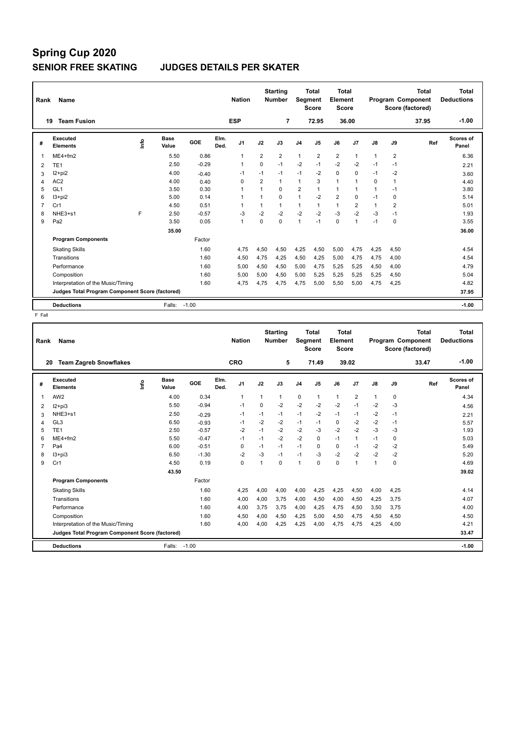# Spring Cup 2020

## SENIOR FREE SKATING JUDGES DETAILS PER SKATER

| Rank | Name | Nation | Starting Number | Total Segment Score | Total Element Score | Total Program Component Score (factored) | Total Deductions |
|---|---|---|---|---|---|---|---|
| 19 | Team Fusion | ESP | 7 | 72.95 | 36.00 | 37.95 | -1.00 |

| # | Executed Elements | Info | Base Value | GOE | Elm. Ded. | J1 | J2 | J3 | J4 | J5 | J6 | J7 | J8 | J9 | Ref | Scores of Panel |
|---|---|---|---|---|---|---|---|---|---|---|---|---|---|---|---|---|
| 1 | ME4+fm2 | | 5.50 | 0.86 | | 1 | 2 | 2 | 1 | 2 | 2 | 1 | 1 | 2 | | 6.36 |
| 2 | TE1 | | 2.50 | -0.29 | | 1 | 0 | -1 | -2 | -1 | -2 | -2 | -1 | -1 | | 2.21 |
| 3 | I2+pi2 | | 4.00 | -0.40 | | -1 | -1 | -1 | -1 | -2 | 0 | 0 | -1 | -2 | | 3.60 |
| 4 | AC2 | | 4.00 | 0.40 | | 0 | 2 | 1 | 1 | 3 | 1 | 1 | 0 | 1 | | 4.40 |
| 5 | GL1 | | 3.50 | 0.30 | | 1 | 1 | 0 | 2 | 1 | 1 | 1 | 1 | -1 | | 3.80 |
| 6 | I3+pi2 | | 5.00 | 0.14 | | 1 | 1 | 0 | 1 | -2 | 2 | 0 | -1 | 0 | | 5.14 |
| 7 | Cr1 | | 4.50 | 0.51 | | 1 | 1 | 1 | 1 | 1 | 1 | 2 | 1 | 2 | | 5.01 |
| 8 | NHE3+s1 | F | 2.50 | -0.57 | | -3 | -2 | -2 | -2 | -2 | -3 | -2 | -3 | -1 | | 1.93 |
| 9 | Pa2 | | 3.50 | 0.05 | | 1 | 0 | 0 | 1 | -1 | 0 | 1 | -1 | 0 | | 3.55 |
| | | | 35.00 | | | | | | | | | | | | | 36.00 |
| | **Program Components** | | | Factor | | | | | | | | | | | | |
| | Skating Skills | | | 1.60 | | 4,75 | 4,50 | 4,50 | 4,25 | 4,50 | 5,00 | 4,75 | 4,25 | 4,50 | | 4.54 |
| | Transitions | | | 1.60 | | 4,50 | 4,75 | 4,25 | 4,50 | 4,25 | 5,00 | 4,75 | 4,75 | 4,00 | | 4.54 |
| | Performance | | | 1.60 | | 5,00 | 4,50 | 4,50 | 5,00 | 4,75 | 5,25 | 5,25 | 4,50 | 4,00 | | 4.79 |
| | Composition | | | 1.60 | | 5,00 | 5,00 | 4,50 | 5,00 | 5,25 | 5,25 | 5,25 | 5,25 | 4,50 | | 5.04 |
| | Interpretation of the Music/Timing | | | 1.60 | | 4,75 | 4,75 | 4,75 | 4,75 | 5,00 | 5,50 | 5,00 | 4,75 | 4,25 | | 4.82 |
| | **Judges Total Program Component Score (factored)** | | | | | | | | | | | | | | | 37.95 |
| | **Deductions** | | Falls: | -1.00 | | | | | | | | | | | | -1.00 |

F Fall

| Rank | Name | Nation | Starting Number | Total Segment Score | Total Element Score | Total Program Component Score (factored) | Total Deductions |
|---|---|---|---|---|---|---|---|
| 20 | Team Zagreb Snowflakes | CRO | 5 | 71.49 | 39.02 | 33.47 | -1.00 |

| # | Executed Elements | Info | Base Value | GOE | Elm. Ded. | J1 | J2 | J3 | J4 | J5 | J6 | J7 | J8 | J9 | Ref | Scores of Panel |
|---|---|---|---|---|---|---|---|---|---|---|---|---|---|---|---|---|
| 1 | AW2 | | 4.00 | 0.34 | | 1 | 1 | 1 | 0 | 1 | 1 | 2 | 1 | 0 | | 4.34 |
| 2 | I2+pi3 | | 5.50 | -0.94 | | -1 | 0 | -2 | -2 | -2 | -2 | -1 | -2 | -3 | | 4.56 |
| 3 | NHE3+s1 | | 2.50 | -0.29 | | -1 | -1 | -1 | -1 | -2 | -1 | -1 | -2 | -1 | | 2.21 |
| 4 | GL3 | | 6.50 | -0.93 | | -1 | -2 | -2 | -1 | -1 | 0 | -2 | -2 | -1 | | 5.57 |
| 5 | TE1 | | 2.50 | -0.57 | | -2 | -1 | -2 | -2 | -3 | -2 | -2 | -3 | -3 | | 1.93 |
| 6 | ME4+fm2 | | 5.50 | -0.47 | | -1 | -1 | -2 | -2 | 0 | -1 | 1 | -1 | 0 | | 5.03 |
| 7 | Pa4 | | 6.00 | -0.51 | | 0 | -1 | -1 | -1 | 0 | 0 | -1 | -2 | -2 | | 5.49 |
| 8 | I3+pi3 | | 6.50 | -1.30 | | -2 | -3 | -1 | -1 | -3 | -2 | -2 | -2 | -2 | | 5.20 |
| 9 | Cr1 | | 4.50 | 0.19 | | 0 | 1 | 0 | 1 | 0 | 0 | 1 | 1 | 0 | | 4.69 |
| | | | 43.50 | | | | | | | | | | | | | 39.02 |
| | **Program Components** | | | Factor | | | | | | | | | | | | |
| | Skating Skills | | | 1.60 | | 4,25 | 4,00 | 4,00 | 4,00 | 4,25 | 4,25 | 4,50 | 4,00 | 4,25 | | 4.14 |
| | Transitions | | | 1.60 | | 4,00 | 4,00 | 3,75 | 4,00 | 4,50 | 4,00 | 4,50 | 4,25 | 3,75 | | 4.07 |
| | Performance | | | 1.60 | | 4,00 | 3,75 | 3,75 | 4,00 | 4,25 | 4,75 | 4,50 | 3,50 | 3,75 | | 4.00 |
| | Composition | | | 1.60 | | 4,50 | 4,00 | 4,50 | 4,25 | 5,00 | 4,50 | 4,75 | 4,50 | 4,50 | | 4.50 |
| | Interpretation of the Music/Timing | | | 1.60 | | 4,00 | 4,00 | 4,25 | 4,25 | 4,00 | 4,75 | 4,75 | 4,25 | 4,00 | | 4.21 |
| | **Judges Total Program Component Score (factored)** | | | | | | | | | | | | | | | 33.47 |
| | **Deductions** | | Falls: | -1.00 | | | | | | | | | | | | -1.00 |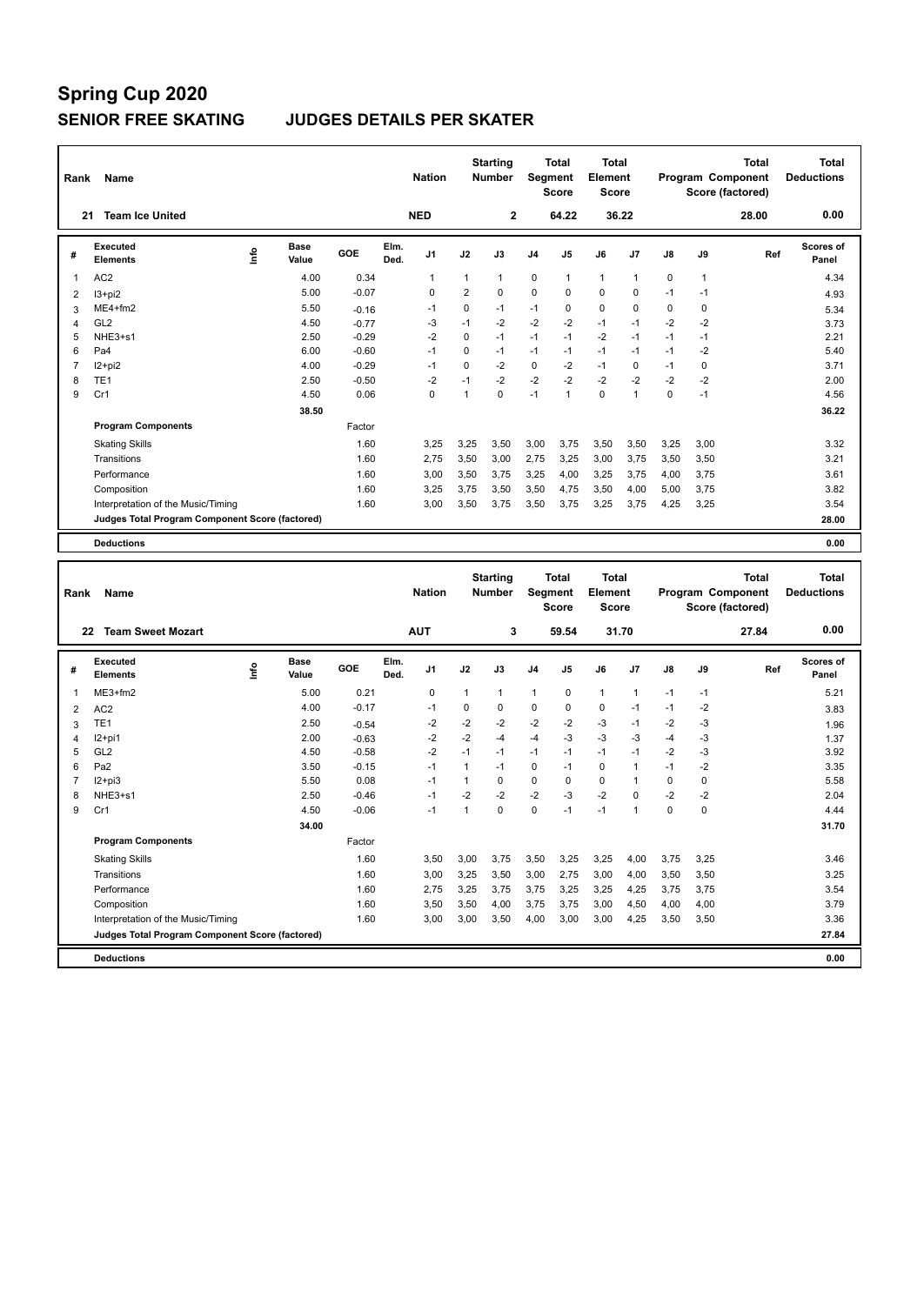# Spring Cup 2020

## SENIOR FREE SKATING JUDGES DETAILS PER SKATER

| Rank | Name | Nation | Starting Number | Total Segment Score | Total Element Score | Total Program Component Score (factored) | Total Deductions |
|---|---|---|---|---|---|---|---|
| 21 | Team Ice United | NED | 2 | 64.22 | 36.22 | 28.00 | 0.00 |

| # | Executed Elements | Info | Base Value | GOE | Elm. Ded. | J1 | J2 | J3 | J4 | J5 | J6 | J7 | J8 | J9 | Ref | Scores of Panel |
|---|---|---|---|---|---|---|---|---|---|---|---|---|---|---|---|---|
| 1 | AC2 | | 4.00 | 0.34 | | 1 | 1 | 1 | 0 | 1 | 1 | 1 | 0 | 1 | | 4.34 |
| 2 | I3+pi2 | | 5.00 | -0.07 | | 0 | 2 | 0 | 0 | 0 | 0 | 0 | -1 | -1 | | 4.93 |
| 3 | ME4+fm2 | | 5.50 | -0.16 | | -1 | 0 | -1 | -1 | 0 | 0 | 0 | 0 | 0 | | 5.34 |
| 4 | GL2 | | 4.50 | -0.77 | | -3 | -1 | -2 | -2 | -2 | -1 | -1 | -2 | -2 | | 3.73 |
| 5 | NHE3+s1 | | 2.50 | -0.29 | | -2 | 0 | -1 | -1 | -1 | -2 | -1 | -1 | -1 | | 2.21 |
| 6 | Pa4 | | 6.00 | -0.60 | | -1 | 0 | -1 | -1 | -1 | -1 | -1 | -1 | -2 | | 5.40 |
| 7 | I2+pi2 | | 4.00 | -0.29 | | -1 | 0 | -2 | 0 | -2 | -1 | 0 | -1 | 0 | | 3.71 |
| 8 | TE1 | | 2.50 | -0.50 | | -2 | -1 | -2 | -2 | -2 | -2 | -2 | -2 | -2 | | 2.00 |
| 9 | Cr1 | | 4.50 | 0.06 | | 0 | 1 | 0 | -1 | 1 | 0 | 1 | 0 | -1 | | 4.56 |
| | | | 38.50 | | | | | | | | | | | | | 36.22 |

| Program Components | Factor | J1 | J2 | J3 | J4 | J5 | J6 | J7 | J8 | J9 | Scores of Panel |
|---|---|---|---|---|---|---|---|---|---|---|---|
| Skating Skills | 1.60 | 3,25 | 3,25 | 3,50 | 3,00 | 3,75 | 3,50 | 3,50 | 3,25 | 3,00 | 3.32 |
| Transitions | 1.60 | 2,75 | 3,50 | 3,00 | 2,75 | 3,25 | 3,00 | 3,75 | 3,50 | 3,50 | 3.21 |
| Performance | 1.60 | 3,00 | 3,50 | 3,75 | 3,25 | 4,00 | 3,25 | 3,75 | 4,00 | 3,75 | 3.61 |
| Composition | 1.60 | 3,25 | 3,75 | 3,50 | 3,50 | 4,75 | 3,50 | 4,00 | 5,00 | 3,75 | 3.82 |
| Interpretation of the Music/Timing | 1.60 | 3,00 | 3,50 | 3,75 | 3,50 | 3,75 | 3,25 | 3,75 | 4,25 | 3,25 | 3.54 |
| Judges Total Program Component Score (factored) | | | | | | | | | | | 28.00 |

**Deductions** 0.00

| Rank | Name | Nation | Starting Number | Total Segment Score | Total Element Score | Total Program Component Score (factored) | Total Deductions |
|---|---|---|---|---|---|---|---|
| 22 | Team Sweet Mozart | AUT | 3 | 59.54 | 31.70 | 27.84 | 0.00 |

| # | Executed Elements | Info | Base Value | GOE | Elm. Ded. | J1 | J2 | J3 | J4 | J5 | J6 | J7 | J8 | J9 | Ref | Scores of Panel |
|---|---|---|---|---|---|---|---|---|---|---|---|---|---|---|---|---|
| 1 | ME3+fm2 | | 5.00 | 0.21 | | 0 | 1 | 1 | 1 | 0 | 1 | 1 | -1 | -1 | | 5.21 |
| 2 | AC2 | | 4.00 | -0.17 | | -1 | 0 | 0 | 0 | 0 | 0 | -1 | -1 | -2 | | 3.83 |
| 3 | TE1 | | 2.50 | -0.54 | | -2 | -2 | -2 | -2 | -2 | -3 | -1 | -2 | -3 | | 1.96 |
| 4 | I2+pi1 | | 2.00 | -0.63 | | -2 | -2 | -4 | -4 | -3 | -3 | -3 | -4 | -3 | | 1.37 |
| 5 | GL2 | | 4.50 | -0.58 | | -2 | -1 | -1 | -1 | -1 | -1 | -1 | -2 | -3 | | 3.92 |
| 6 | Pa2 | | 3.50 | -0.15 | | -1 | 1 | -1 | 0 | -1 | 0 | 1 | -1 | -2 | | 3.35 |
| 7 | I2+pi3 | | 5.50 | 0.08 | | -1 | 1 | 0 | 0 | 0 | 0 | 1 | 0 | 0 | | 5.58 |
| 8 | NHE3+s1 | | 2.50 | -0.46 | | -1 | -2 | -2 | -2 | -3 | -2 | 0 | -2 | -2 | | 2.04 |
| 9 | Cr1 | | 4.50 | -0.06 | | -1 | 1 | 0 | 0 | -1 | -1 | 1 | 0 | 0 | | 4.44 |
| | | | 34.00 | | | | | | | | | | | | | 31.70 |

| Program Components | Factor | J1 | J2 | J3 | J4 | J5 | J6 | J7 | J8 | J9 | Scores of Panel |
|---|---|---|---|---|---|---|---|---|---|---|---|
| Skating Skills | 1.60 | 3,50 | 3,00 | 3,75 | 3,50 | 3,25 | 3,25 | 4,00 | 3,75 | 3,25 | 3.46 |
| Transitions | 1.60 | 3,00 | 3,25 | 3,50 | 3,00 | 2,75 | 3,00 | 4,00 | 3,50 | 3,50 | 3.25 |
| Performance | 1.60 | 2,75 | 3,25 | 3,75 | 3,75 | 3,25 | 3,25 | 4,25 | 3,75 | 3,75 | 3.54 |
| Composition | 1.60 | 3,50 | 3,50 | 4,00 | 3,75 | 3,75 | 3,00 | 4,50 | 4,00 | 4,00 | 3.79 |
| Interpretation of the Music/Timing | 1.60 | 3,00 | 3,00 | 3,50 | 4,00 | 3,00 | 3,00 | 4,25 | 3,50 | 3,50 | 3.36 |
| Judges Total Program Component Score (factored) | | | | | | | | | | | 27.84 |

**Deductions** 0.00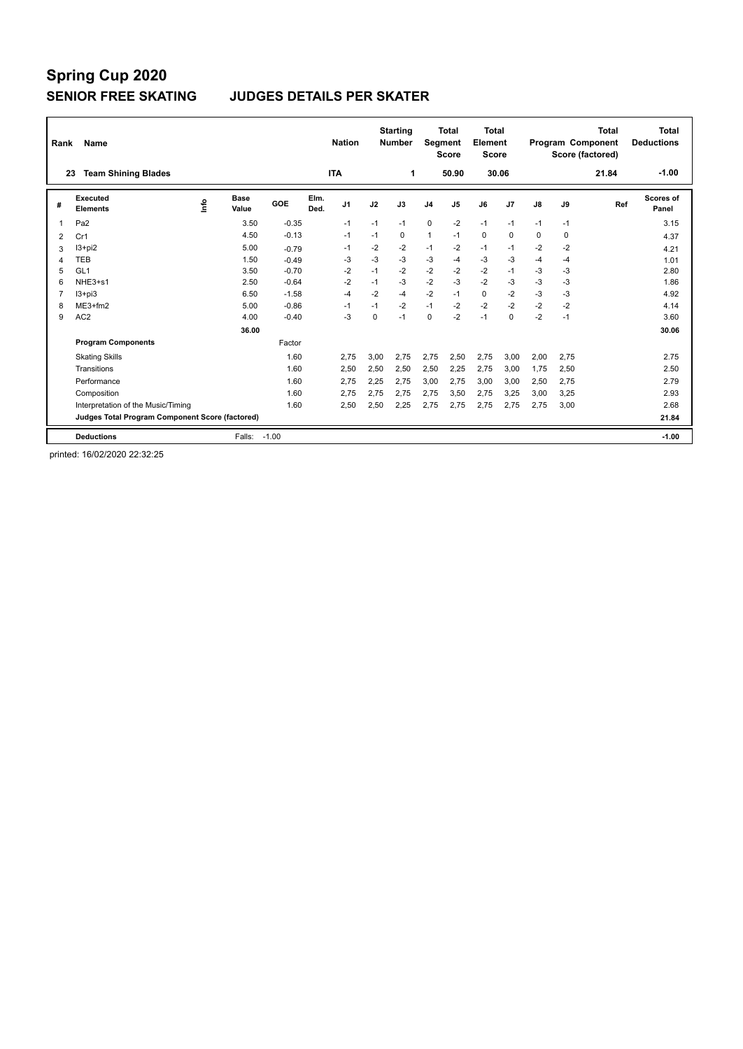# Spring Cup 2020

## SENIOR FREE SKATING JUDGES DETAILS PER SKATER

| Rank | Name | Nation | Starting Number | Total Segment Score | Total Element Score | Total Program Component Score (factored) | Total Deductions |
|---|---|---|---|---|---|---|---|
| 23 | Team Shining Blades | ITA | 1 | 50.90 | 30.06 | 21.84 | -1.00 |

| # | Executed Elements | Info | Base Value | GOE | Elm. Ded. | J1 | J2 | J3 | J4 | J5 | J6 | J7 | J8 | J9 | Ref | Scores of Panel |
|---|---|---|---|---|---|---|---|---|---|---|---|---|---|---|---|---|
| 1 | Pa2 | | 3.50 | -0.35 | | -1 | -1 | -1 | 0 | -2 | -1 | -1 | -1 | -1 | | 3.15 |
| 2 | Cr1 | | 4.50 | -0.13 | | -1 | -1 | 0 | 1 | -1 | 0 | 0 | 0 | 0 | | 4.37 |
| 3 | I3+pi2 | | 5.00 | -0.79 | | -1 | -2 | -2 | -1 | -2 | -1 | -1 | -2 | -2 | | 4.21 |
| 4 | TEB | | 1.50 | -0.49 | | -3 | -3 | -3 | -3 | -4 | -3 | -3 | -4 | -4 | | 1.01 |
| 5 | GL1 | | 3.50 | -0.70 | | -2 | -1 | -2 | -2 | -2 | -2 | -1 | -3 | -3 | | 2.80 |
| 6 | NHE3+s1 | | 2.50 | -0.64 | | -2 | -1 | -3 | -2 | -3 | -2 | -3 | -3 | -3 | | 1.86 |
| 7 | I3+pi3 | | 6.50 | -1.58 | | -4 | -2 | -4 | -2 | -1 | 0 | -2 | -3 | -3 | | 4.92 |
| 8 | ME3+fm2 | | 5.00 | -0.86 | | -1 | -1 | -2 | -1 | -2 | -2 | -2 | -2 | -2 | | 4.14 |
| 9 | AC2 | | 4.00 | -0.40 | | -3 | 0 | -1 | 0 | -2 | -1 | 0 | -2 | -1 | | 3.60 |
| | | | 36.00 | | | | | | | | | | | | | 30.06 |
| | **Program Components** | | | Factor | | | | | | | | | | | | |
| | Skating Skills | | | 1.60 | | 2,75 | 3,00 | 2,75 | 2,75 | 2,50 | 2,75 | 3,00 | 2,00 | 2,75 | | 2.75 |
| | Transitions | | | 1.60 | | 2,50 | 2,50 | 2,50 | 2,50 | 2,25 | 2,75 | 3,00 | 1,75 | 2,50 | | 2.50 |
| | Performance | | | 1.60 | | 2,75 | 2,25 | 2,75 | 3,00 | 2,75 | 3,00 | 3,00 | 2,50 | 2,75 | | 2.79 |
| | Composition | | | 1.60 | | 2,75 | 2,75 | 2,75 | 2,75 | 3,50 | 2,75 | 3,25 | 3,00 | 3,25 | | 2.93 |
| | Interpretation of the Music/Timing | | | 1.60 | | 2,50 | 2,50 | 2,25 | 2,75 | 2,75 | 2,75 | 2,75 | 2,75 | 3,00 | | 2.68 |
| | **Judges Total Program Component Score (factored)** | | | | | | | | | | | | | | | 21.84 |
| | **Deductions** | | Falls: | -1.00 | | | | | | | | | | | | -1.00 |

printed: 16/02/2020 22:32:25